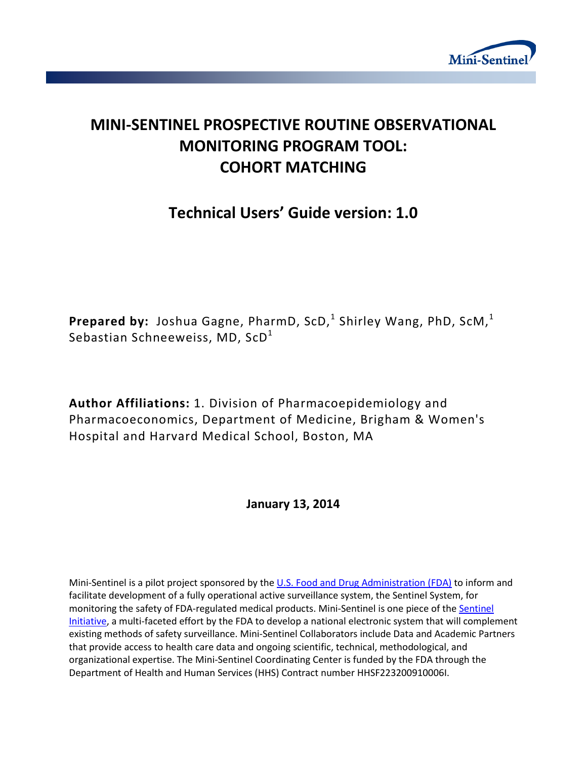# MINI-SENTINEL PROSPECTIVE ROUTINE OBSERVATIONAL MONITORING PROGRAM TOOL: COHORT MATCHING

## Technical Users' Guide version: 1.0

**Prepared by:** Joshua Gagne, PharmD, ScD,[1] Shirley Wang, PhD, ScM,[1] Sebastian Schneeweiss, MD, ScD[1]

**Author Affiliations:** 1. Division of Pharmacoepidemiology and Pharmacoeconomics, Department of Medicine, Brigham & Women's Hospital and Harvard Medical School, Boston, MA

**January 13, 2014**

Mini-Sentinel is a pilot project sponsored by the U.S. Food and Drug Administration (FDA) to inform and facilitate development of a fully operational active surveillance system, the Sentinel System, for monitoring the safety of FDA-regulated medical products. Mini-Sentinel is one piece of the Sentinel Initiative, a multi-faceted effort by the FDA to develop a national electronic system that will complement existing methods of safety surveillance. Mini-Sentinel Collaborators include Data and Academic Partners that provide access to health care data and ongoing scientific, technical, methodological, and organizational expertise. The Mini-Sentinel Coordinating Center is funded by the FDA through the Department of Health and Human Services (HHS) Contract number HHSF223200910006I.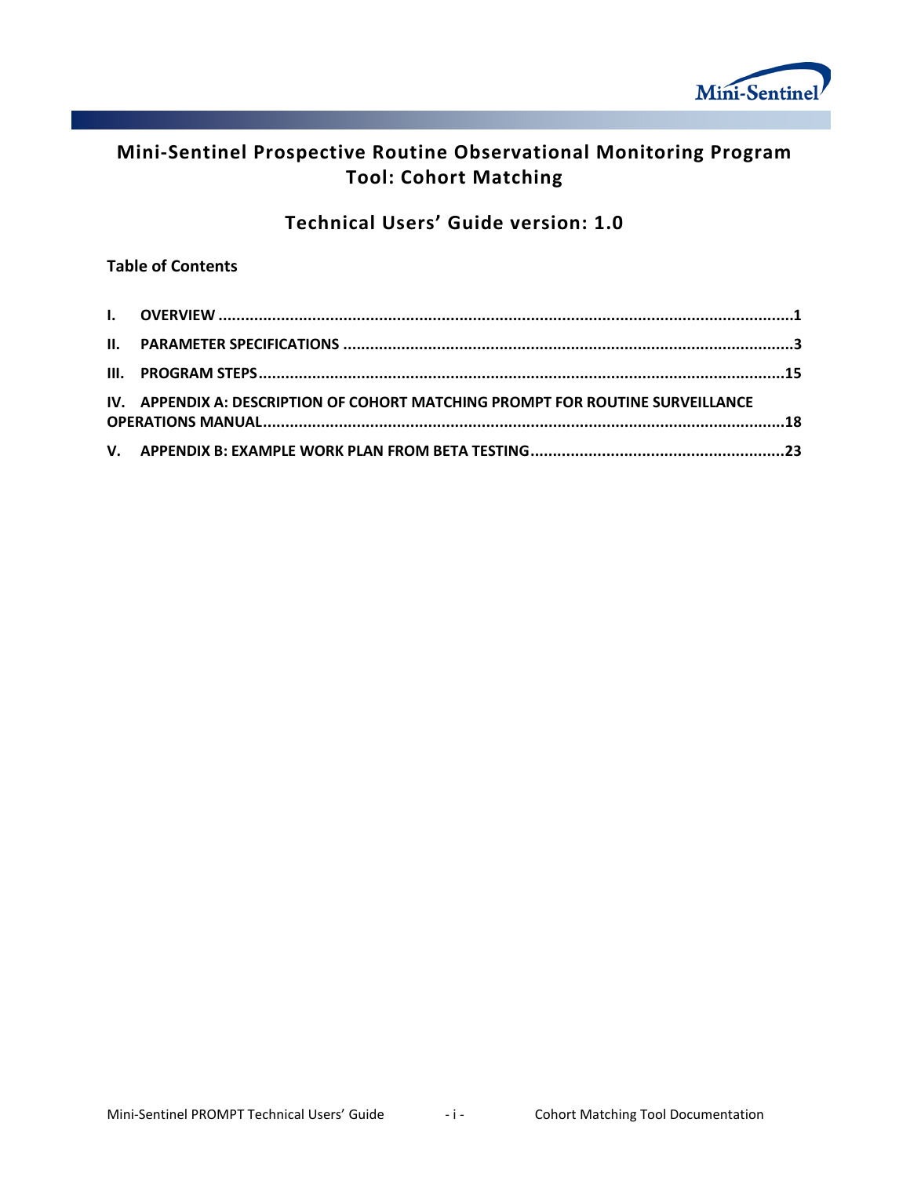# Mini-Sentinel Prospective Routine Observational Monitoring Program Tool: Cohort Matching

## Technical Users' Guide version: 1.0

**Table of Contents**

**I. OVERVIEW ........................................................................................................................1**

**II. PARAMETER SPECIFICATIONS .........................................................................................3**

**III. PROGRAM STEPS............................................................................................................15**

**IV. APPENDIX A: DESCRIPTION OF COHORT MATCHING PROMPT FOR ROUTINE SURVEILLANCE OPERATIONS MANUAL......................................................................................................18**

**V. APPENDIX B: EXAMPLE WORK PLAN FROM BETA TESTING...............................................23**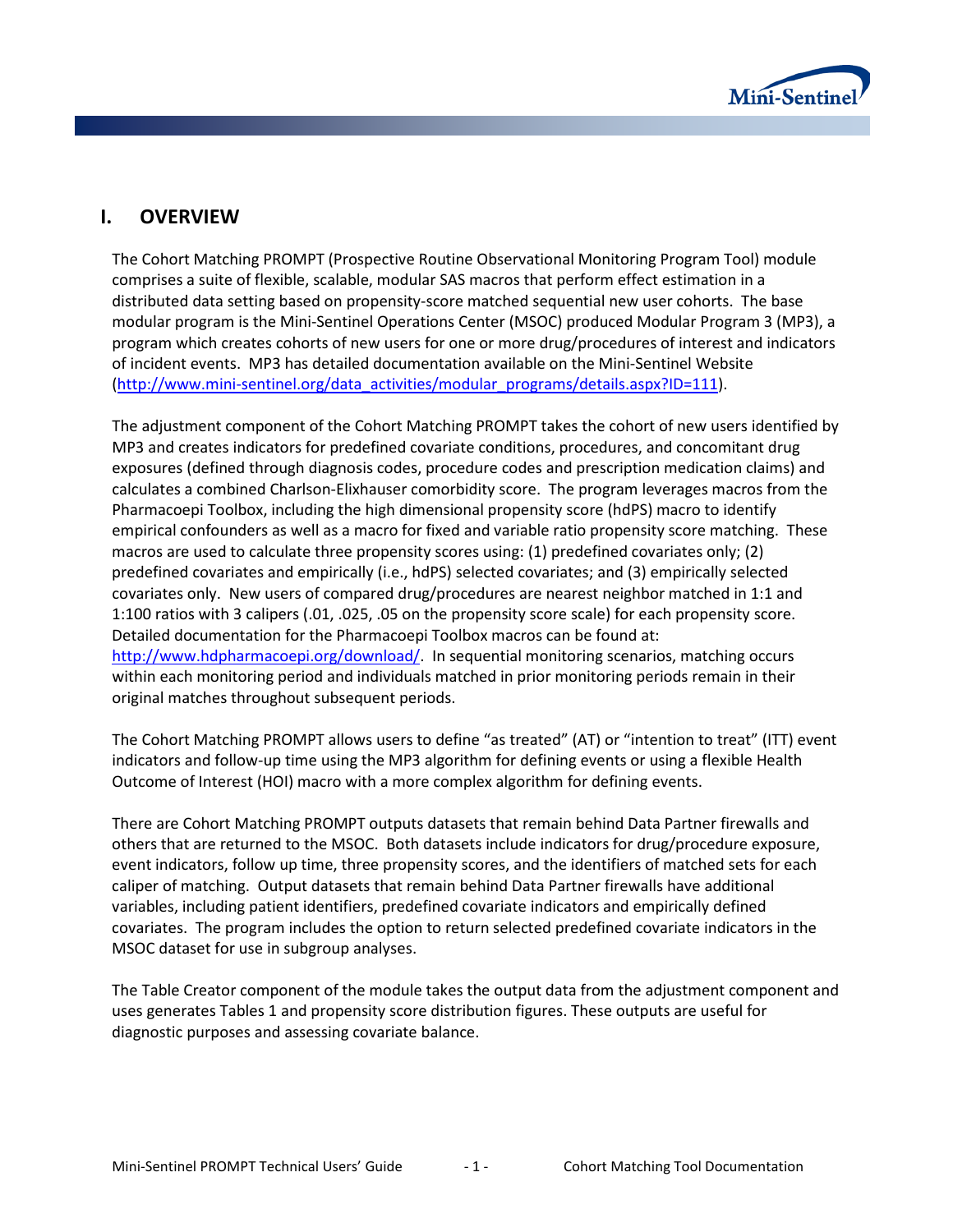# I. OVERVIEW

The Cohort Matching PROMPT (Prospective Routine Observational Monitoring Program Tool) module comprises a suite of flexible, scalable, modular SAS macros that perform effect estimation in a distributed data setting based on propensity-score matched sequential new user cohorts. The base modular program is the Mini-Sentinel Operations Center (MSOC) produced Modular Program 3 (MP3), a program which creates cohorts of new users for one or more drug/procedures of interest and indicators of incident events. MP3 has detailed documentation available on the Mini-Sentinel Website (http://www.mini-sentinel.org/data_activities/modular_programs/details.aspx?ID=111).

The adjustment component of the Cohort Matching PROMPT takes the cohort of new users identified by MP3 and creates indicators for predefined covariate conditions, procedures, and concomitant drug exposures (defined through diagnosis codes, procedure codes and prescription medication claims) and calculates a combined Charlson-Elixhauser comorbidity score. The program leverages macros from the Pharmacoepi Toolbox, including the high dimensional propensity score (hdPS) macro to identify empirical confounders as well as a macro for fixed and variable ratio propensity score matching. These macros are used to calculate three propensity scores using: (1) predefined covariates only; (2) predefined covariates and empirically (i.e., hdPS) selected covariates; and (3) empirically selected covariates only. New users of compared drug/procedures are nearest neighbor matched in 1:1 and 1:100 ratios with 3 calipers (.01, .025, .05 on the propensity score scale) for each propensity score. Detailed documentation for the Pharmacoepi Toolbox macros can be found at: http://www.hdpharmacoepi.org/download/. In sequential monitoring scenarios, matching occurs within each monitoring period and individuals matched in prior monitoring periods remain in their original matches throughout subsequent periods.

The Cohort Matching PROMPT allows users to define "as treated" (AT) or "intention to treat" (ITT) event indicators and follow-up time using the MP3 algorithm for defining events or using a flexible Health Outcome of Interest (HOI) macro with a more complex algorithm for defining events.

There are Cohort Matching PROMPT outputs datasets that remain behind Data Partner firewalls and others that are returned to the MSOC. Both datasets include indicators for drug/procedure exposure, event indicators, follow up time, three propensity scores, and the identifiers of matched sets for each caliper of matching. Output datasets that remain behind Data Partner firewalls have additional variables, including patient identifiers, predefined covariate indicators and empirically defined covariates. The program includes the option to return selected predefined covariate indicators in the MSOC dataset for use in subgroup analyses.

The Table Creator component of the module takes the output data from the adjustment component and uses generates Tables 1 and propensity score distribution figures. These outputs are useful for diagnostic purposes and assessing covariate balance.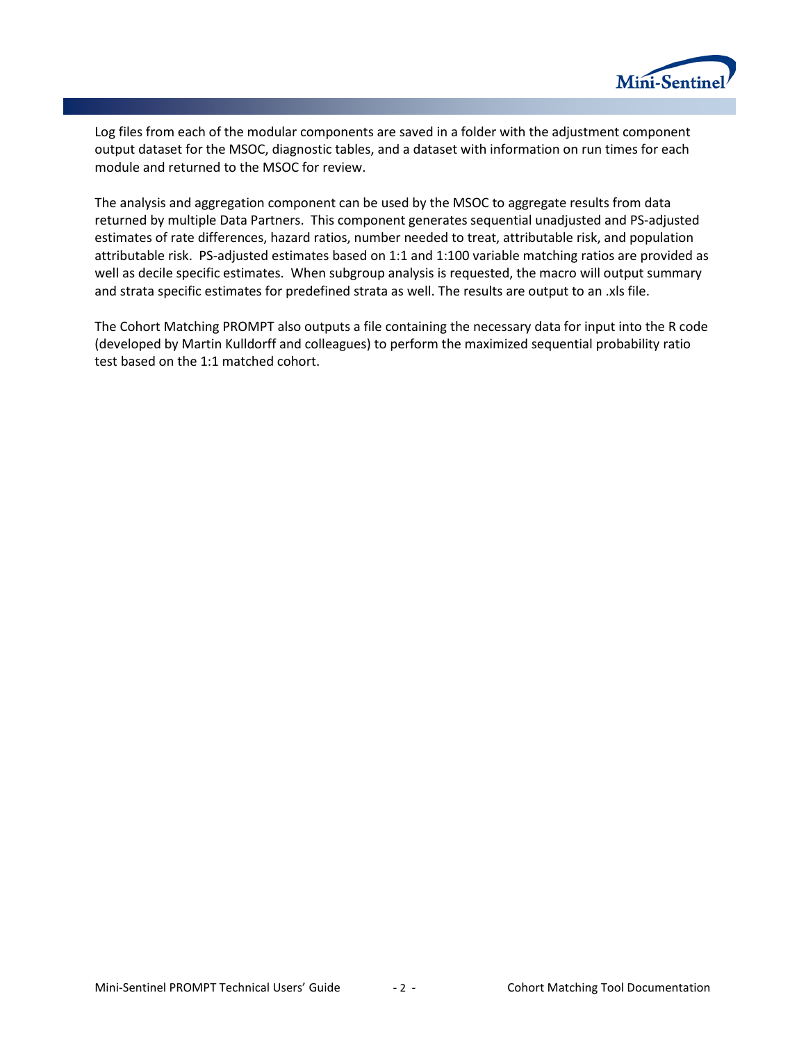Log files from each of the modular components are saved in a folder with the adjustment component output dataset for the MSOC, diagnostic tables, and a dataset with information on run times for each module and returned to the MSOC for review.

The analysis and aggregation component can be used by the MSOC to aggregate results from data returned by multiple Data Partners. This component generates sequential unadjusted and PS-adjusted estimates of rate differences, hazard ratios, number needed to treat, attributable risk, and population attributable risk. PS-adjusted estimates based on 1:1 and 1:100 variable matching ratios are provided as well as decile specific estimates. When subgroup analysis is requested, the macro will output summary and strata specific estimates for predefined strata as well. The results are output to an .xls file.

The Cohort Matching PROMPT also outputs a file containing the necessary data for input into the R code (developed by Martin Kulldorff and colleagues) to perform the maximized sequential probability ratio test based on the 1:1 matched cohort.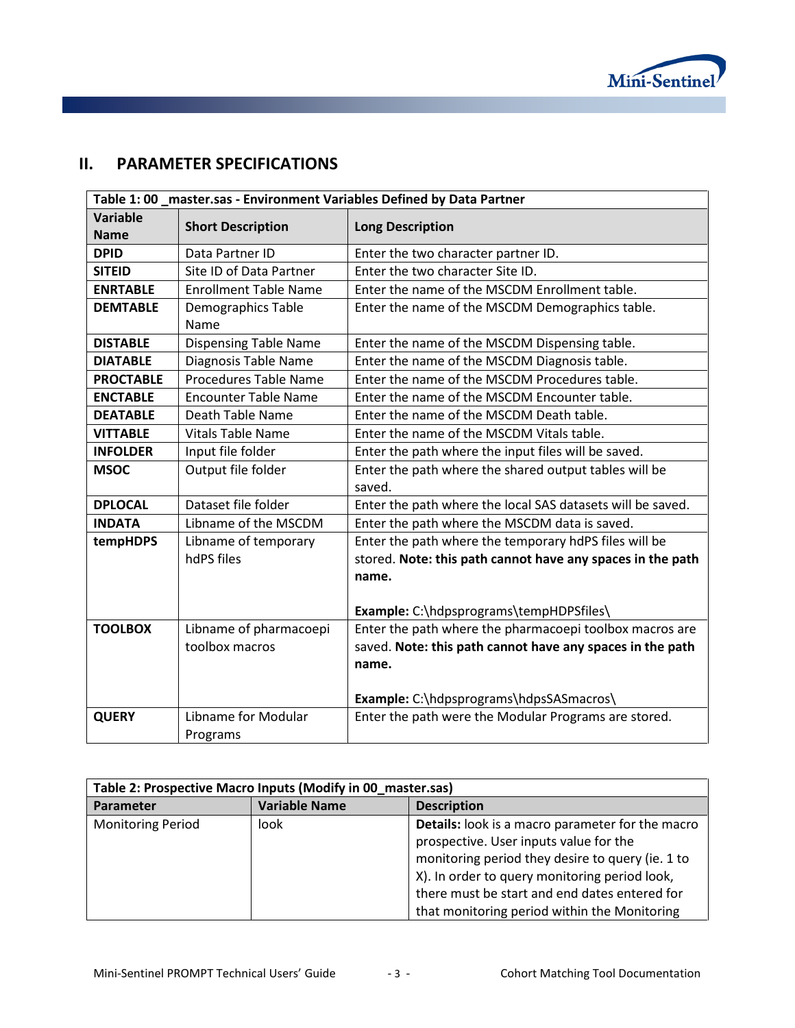## II. PARAMETER SPECIFICATIONS

| Table 1: 00 _master.sas - Environment Variables Defined by Data Partner | | |
|---|---|---|
| **Variable Name** | **Short Description** | **Long Description** |
| **DPID** | Data Partner ID | Enter the two character partner ID. |
| **SITEID** | Site ID of Data Partner | Enter the two character Site ID. |
| **ENRTABLE** | Enrollment Table Name | Enter the name of the MSCDM Enrollment table. |
| **DEMTABLE** | Demographics Table Name | Enter the name of the MSCDM Demographics table. |
| **DISTABLE** | Dispensing Table Name | Enter the name of the MSCDM Dispensing table. |
| **DIATABLE** | Diagnosis Table Name | Enter the name of the MSCDM Diagnosis table. |
| **PROCTABLE** | Procedures Table Name | Enter the name of the MSCDM Procedures table. |
| **ENCTABLE** | Encounter Table Name | Enter the name of the MSCDM Encounter table. |
| **DEATABLE** | Death Table Name | Enter the name of the MSCDM Death table. |
| **VITTABLE** | Vitals Table Name | Enter the name of the MSCDM Vitals table. |
| **INFOLDER** | Input file folder | Enter the path where the input files will be saved. |
| **MSOC** | Output file folder | Enter the path where the shared output tables will be saved. |
| **DPLOCAL** | Dataset file folder | Enter the path where the local SAS datasets will be saved. |
| **INDATA** | Libname of the MSCDM | Enter the path where the MSCDM data is saved. |
| **tempHDPS** | Libname of temporary hdPS files | Enter the path where the temporary hdPS files will be stored. **Note: this path cannot have any spaces in the path name.**<br><br>**Example:** C:\hdpsprograms\tempHDPSfiles\ |
| **TOOLBOX** | Libname of pharmacoepi toolbox macros | Enter the path where the pharmacoepi toolbox macros are saved. **Note: this path cannot have any spaces in the path name.**<br><br>**Example:** C:\hdpsprograms\hdpsSASmacros\ |
| **QUERY** | Libname for Modular Programs | Enter the path were the Modular Programs are stored. |

| Table 2: Prospective Macro Inputs (Modify in 00_master.sas) | | |
|---|---|---|
| **Parameter** | **Variable Name** | **Description** |
| Monitoring Period | look | **Details:** look is a macro parameter for the macro prospective. User inputs value for the monitoring period they desire to query (ie. 1 to X). In order to query monitoring period look, there must be start and end dates entered for that monitoring period within the Monitoring |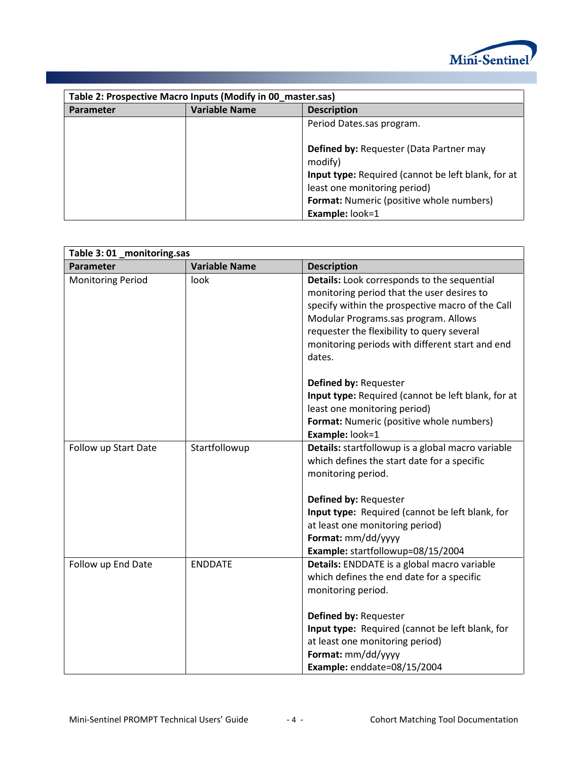| Table 2: Prospective Macro Inputs (Modify in 00_master.sas) | | |
|---|---|---|
| **Parameter** | **Variable Name** | **Description** |
| | | Period Dates.sas program.<br><br>**Defined by:** Requester (Data Partner may modify)<br>**Input type:** Required (cannot be left blank, for at least one monitoring period)<br>**Format:** Numeric (positive whole numbers)<br>**Example:** look=1 |

| Table 3: 01 _monitoring.sas | | |
|---|---|---|
| **Parameter** | **Variable Name** | **Description** |
| Monitoring Period | look | **Details:** Look corresponds to the sequential monitoring period that the user desires to specify within the prospective macro of the Call Modular Programs.sas program. Allows requester the flexibility to query several monitoring periods with different start and end dates.<br><br>**Defined by:** Requester<br>**Input type:** Required (cannot be left blank, for at least one monitoring period)<br>**Format:** Numeric (positive whole numbers)<br>**Example:** look=1 |
| Follow up Start Date | Startfollowup | **Details:** startfollowup is a global macro variable which defines the start date for a specific monitoring period.<br><br>**Defined by:** Requester<br>**Input type:** Required (cannot be left blank, for at least one monitoring period)<br>**Format:** mm/dd/yyyy<br>**Example:** startfollowup=08/15/2004 |
| Follow up End Date | ENDDATE | **Details:** ENDDATE is a global macro variable which defines the end date for a specific monitoring period.<br><br>**Defined by:** Requester<br>**Input type:** Required (cannot be left blank, for at least one monitoring period)<br>**Format:** mm/dd/yyyy<br>**Example:** enddate=08/15/2004 |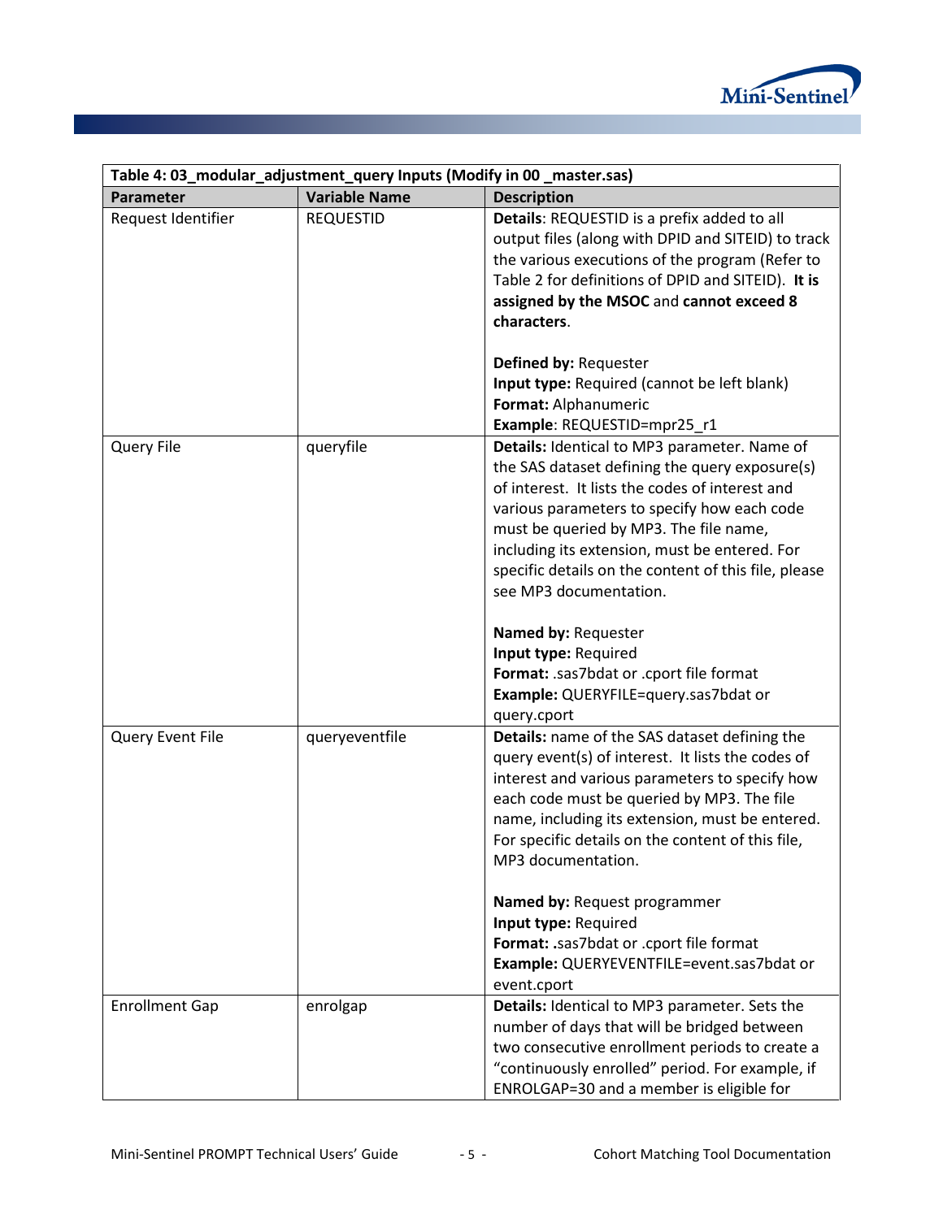| Table 4: 03_modular_adjustment_query Inputs (Modify in 00 _master.sas) | | |
|---|---|---|
| **Parameter** | **Variable Name** | **Description** |
| Request Identifier | REQUESTID | **Details**: REQUESTID is a prefix added to all output files (along with DPID and SITEID) to track the various executions of the program (Refer to Table 2 for definitions of DPID and SITEID). **It is assigned by the MSOC** and **cannot exceed 8 characters**.<br><br>**Defined by:** Requester<br>**Input type:** Required (cannot be left blank)<br>**Format:** Alphanumeric<br>**Example**: REQUESTID=mpr25_r1 |
| Query File | queryfile | **Details:** Identical to MP3 parameter. Name of the SAS dataset defining the query exposure(s) of interest. It lists the codes of interest and various parameters to specify how each code must be queried by MP3. The file name, including its extension, must be entered. For specific details on the content of this file, please see MP3 documentation.<br><br>**Named by:** Requester<br>**Input type:** Required<br>**Format:** .sas7bdat or .cport file format<br>**Example:** QUERYFILE=query.sas7bdat or query.cport |
| Query Event File | queryeventfile | **Details:** name of the SAS dataset defining the query event(s) of interest. It lists the codes of interest and various parameters to specify how each code must be queried by MP3. The file name, including its extension, must be entered. For specific details on the content of this file, MP3 documentation.<br><br>**Named by:** Request programmer<br>**Input type:** Required<br>**Format:** .sas7bdat or .cport file format<br>**Example:** QUERYEVENTFILE=event.sas7bdat or event.cport |
| Enrollment Gap | enrolgap | **Details:** Identical to MP3 parameter. Sets the number of days that will be bridged between two consecutive enrollment periods to create a "continuously enrolled" period. For example, if ENROLGAP=30 and a member is eligible for |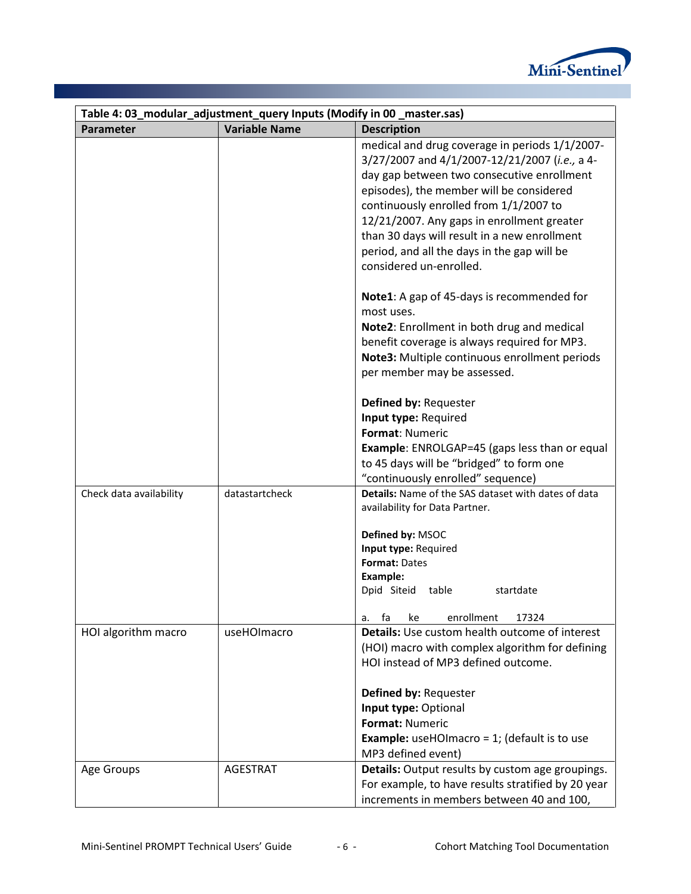| Table 4: 03_modular_adjustment_query Inputs (Modify in 00 _master.sas) | | |
|---|---|---|
| **Parameter** | **Variable Name** | **Description** |
| | | medical and drug coverage in periods 1/1/2007-3/27/2007 and 4/1/2007-12/21/2007 (*i.e.,* a 4-day gap between two consecutive enrollment episodes), the member will be considered continuously enrolled from 1/1/2007 to 12/21/2007. Any gaps in enrollment greater than 30 days will result in a new enrollment period, and all the days in the gap will be considered un-enrolled.<br><br>**Note1**: A gap of 45-days is recommended for most uses.<br>**Note2**: Enrollment in both drug and medical benefit coverage is always required for MP3.<br>**Note3:** Multiple continuous enrollment periods per member may be assessed.<br><br>**Defined by:** Requester<br>**Input type:** Required<br>**Format**: Numeric<br>**Example**: ENROLGAP=45 (gaps less than or equal to 45 days will be "bridged" to form one "continuously enrolled" sequence) |
| Check data availability | datastartcheck | **Details:** Name of the SAS dataset with dates of data availability for Data Partner.<br><br>**Defined by:** MSOC<br>**Input type:** Required<br>**Format:** Dates<br>**Example:**<br>Dpid Siteid table startdate<br><br>a. fa ke enrollment 17324 |
| HOI algorithm macro | useHOImacro | **Details:** Use custom health outcome of interest (HOI) macro with complex algorithm for defining HOI instead of MP3 defined outcome.<br><br>**Defined by:** Requester<br>**Input type:** Optional<br>**Format:** Numeric<br>**Example:** useHOImacro = 1; (default is to use MP3 defined event) |
| Age Groups | AGESTRAT | **Details:** Output results by custom age groupings. For example, to have results stratified by 20 year increments in members between 40 and 100, |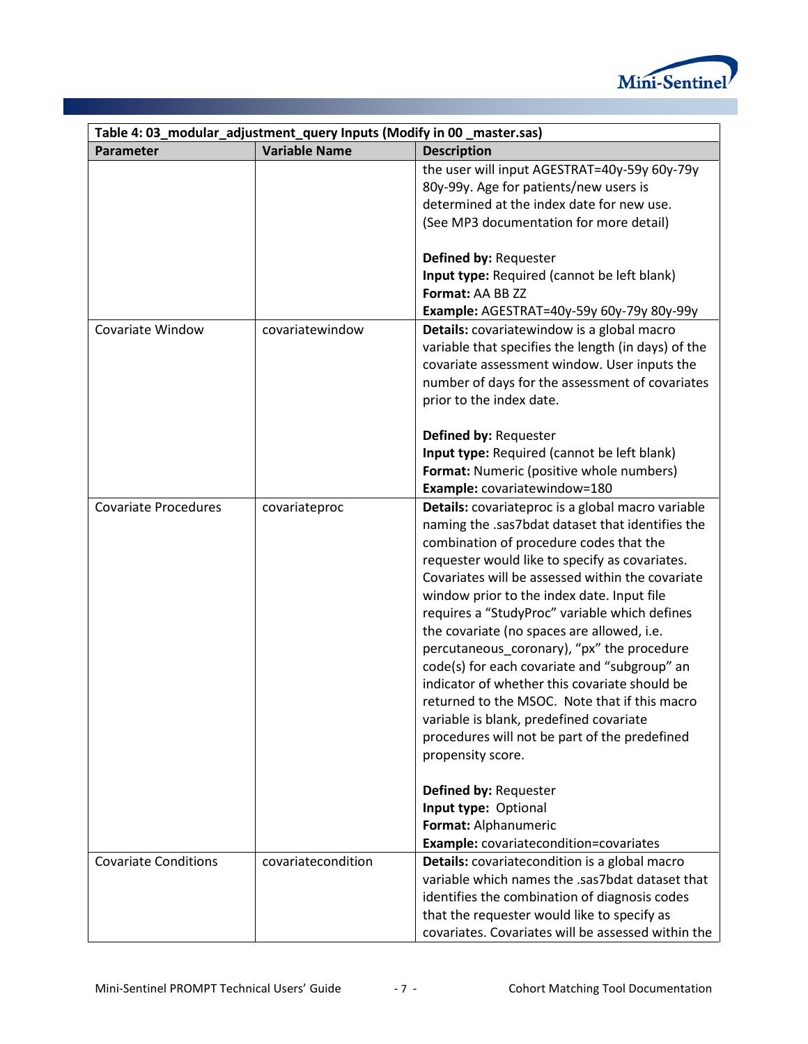| Table 4: 03_modular_adjustment_query Inputs (Modify in 00 _master.sas) | | |
|---|---|---|
| **Parameter** | **Variable Name** | **Description** |
| | | the user will input AGESTRAT=40y-59y 60y-79y 80y-99y. Age for patients/new users is determined at the index date for new use. (See MP3 documentation for more detail)<br><br>**Defined by:** Requester<br>**Input type:** Required (cannot be left blank)<br>**Format:** AA BB ZZ<br>**Example:** AGESTRAT=40y-59y 60y-79y 80y-99y |
| Covariate Window | covariatewindow | **Details:** covariatewindow is a global macro variable that specifies the length (in days) of the covariate assessment window. User inputs the number of days for the assessment of covariates prior to the index date.<br><br>**Defined by:** Requester<br>**Input type:** Required (cannot be left blank)<br>**Format:** Numeric (positive whole numbers)<br>**Example:** covariatewindow=180 |
| Covariate Procedures | covariateproc | **Details:** covariateproc is a global macro variable naming the .sas7bdat dataset that identifies the combination of procedure codes that the requester would like to specify as covariates. Covariates will be assessed within the covariate window prior to the index date. Input file requires a "StudyProc" variable which defines the covariate (no spaces are allowed, i.e. percutaneous_coronary), "px" the procedure code(s) for each covariate and "subgroup" an indicator of whether this covariate should be returned to the MSOC. Note that if this macro variable is blank, predefined covariate procedures will not be part of the predefined propensity score.<br><br>**Defined by:** Requester<br>**Input type:** Optional<br>**Format:** Alphanumeric<br>**Example:** covariatecondition=covariates |
| Covariate Conditions | covariatecondition | **Details:** covariatecondition is a global macro variable which names the .sas7bdat dataset that identifies the combination of diagnosis codes that the requester would like to specify as covariates. Covariates will be assessed within the |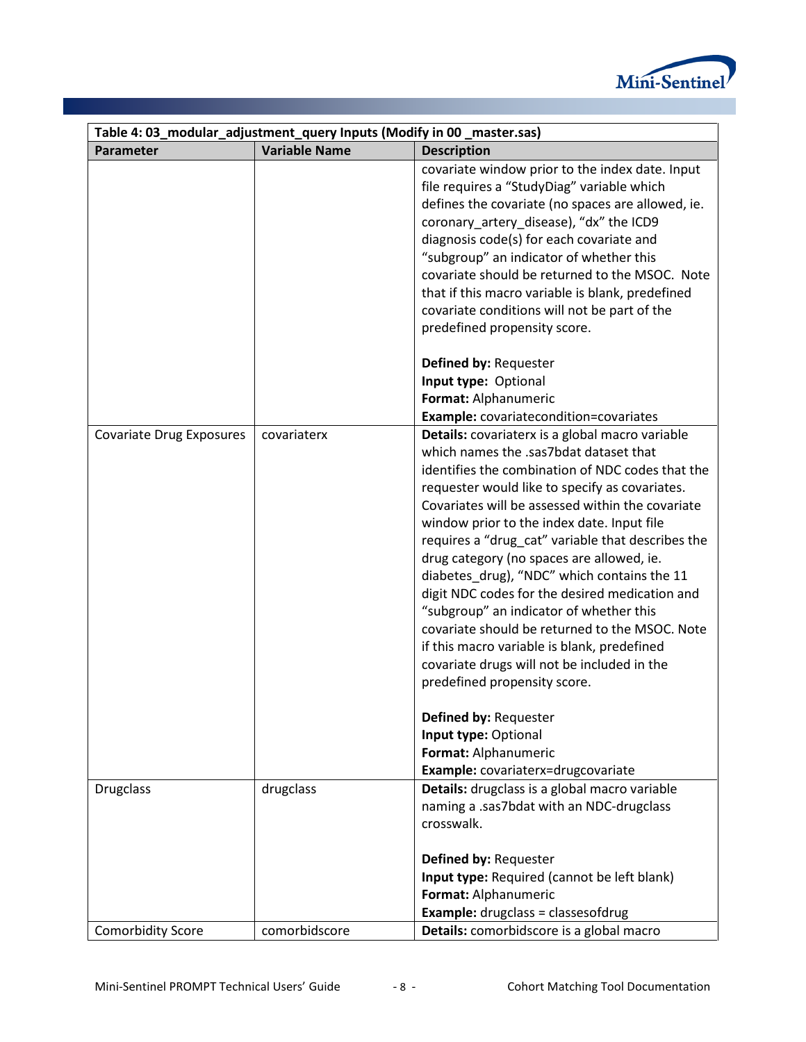**Table 4: 03_modular_adjustment_query Inputs (Modify in 00 _master.sas)**

| Parameter | Variable Name | Description |
|---|---|---|
| | | covariate window prior to the index date. Input file requires a "StudyDiag" variable which defines the covariate (no spaces are allowed, ie. coronary_artery_disease), "dx" the ICD9 diagnosis code(s) for each covariate and "subgroup" an indicator of whether this covariate should be returned to the MSOC. Note that if this macro variable is blank, predefined covariate conditions will not be part of the predefined propensity score.<br><br>**Defined by:** Requester<br>**Input type:** Optional<br>**Format:** Alphanumeric<br>**Example:** covariatecondition=covariates |
| Covariate Drug Exposures | covariaterx | **Details:** covariaterx is a global macro variable which names the .sas7bdat dataset that identifies the combination of NDC codes that the requester would like to specify as covariates. Covariates will be assessed within the covariate window prior to the index date. Input file requires a "drug_cat" variable that describes the drug category (no spaces are allowed, ie. diabetes_drug), "NDC" which contains the 11 digit NDC codes for the desired medication and "subgroup" an indicator of whether this covariate should be returned to the MSOC. Note if this macro variable is blank, predefined covariate drugs will not be included in the predefined propensity score.<br><br>**Defined by:** Requester<br>**Input type:** Optional<br>**Format:** Alphanumeric<br>**Example:** covariaterx=drugcovariate |
| Drugclass | drugclass | **Details:** drugclass is a global macro variable naming a .sas7bdat with an NDC-drugclass crosswalk.<br><br>**Defined by:** Requester<br>**Input type:** Required (cannot be left blank)<br>**Format:** Alphanumeric<br>**Example:** drugclass = classesofdrug |
| Comorbidity Score | comorbidscore | **Details:** comorbidscore is a global macro |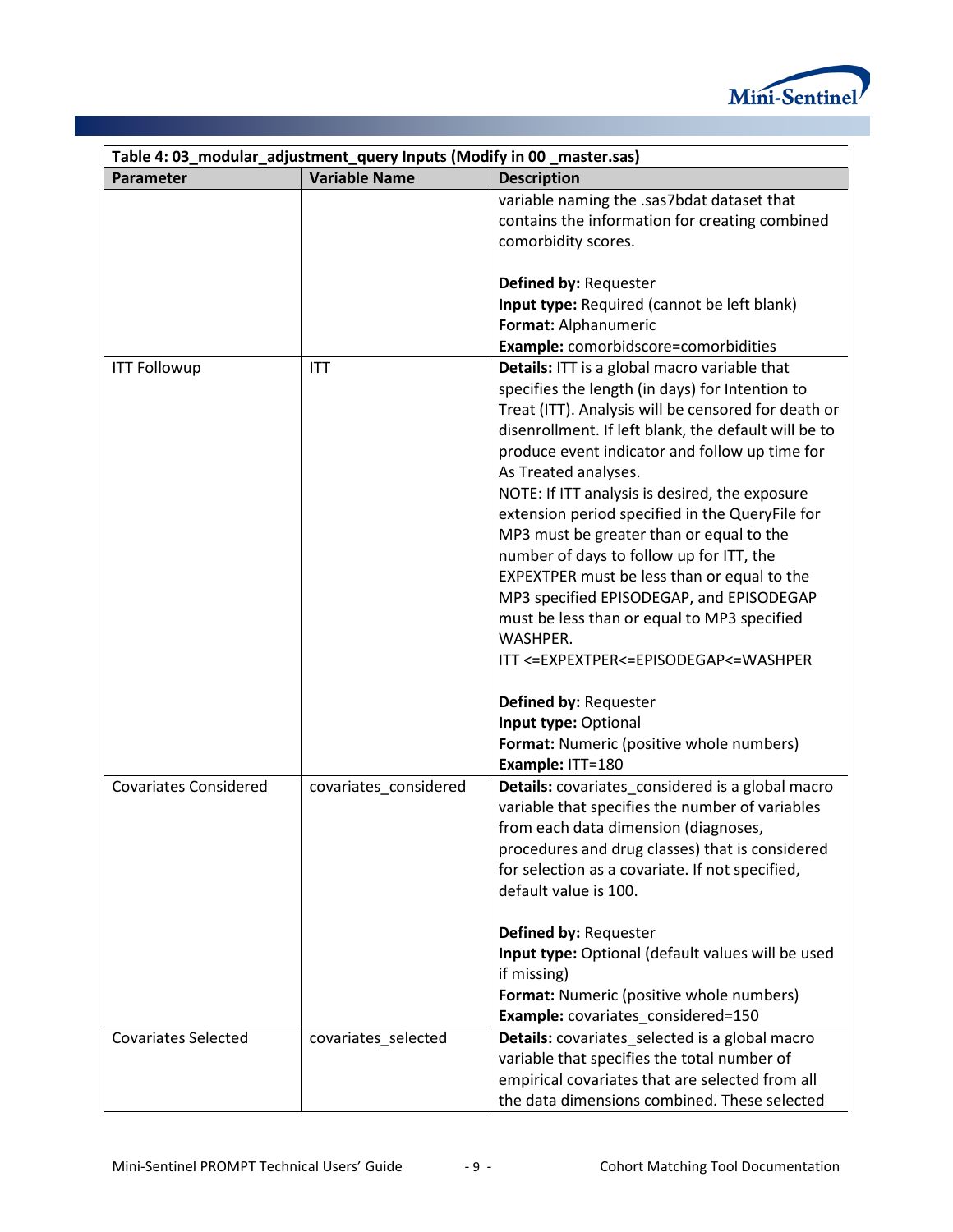| Table 4: 03_modular_adjustment_query Inputs (Modify in 00 _master.sas) | | |
|---|---|---|
| **Parameter** | **Variable Name** | **Description** |
| | | variable naming the .sas7bdat dataset that contains the information for creating combined comorbidity scores.<br><br>**Defined by:** Requester<br>**Input type:** Required (cannot be left blank)<br>**Format:** Alphanumeric<br>**Example:** comorbidscore=comorbidities |
| ITT Followup | ITT | **Details:** ITT is a global macro variable that specifies the length (in days) for Intention to Treat (ITT). Analysis will be censored for death or disenrollment. If left blank, the default will be to produce event indicator and follow up time for As Treated analyses.<br>NOTE: If ITT analysis is desired, the exposure extension period specified in the QueryFile for MP3 must be greater than or equal to the number of days to follow up for ITT, the EXPEXTPER must be less than or equal to the MP3 specified EPISODEGAP, and EPISODEGAP must be less than or equal to MP3 specified WASHPER.<br>ITT <=EXPEXTPER<=EPISODEGAP<=WASHPER<br><br>**Defined by:** Requester<br>**Input type:** Optional<br>**Format:** Numeric (positive whole numbers)<br>**Example:** ITT=180 |
| Covariates Considered | covariates_considered | **Details:** covariates_considered is a global macro variable that specifies the number of variables from each data dimension (diagnoses, procedures and drug classes) that is considered for selection as a covariate. If not specified, default value is 100.<br><br>**Defined by:** Requester<br>**Input type:** Optional (default values will be used if missing)<br>**Format:** Numeric (positive whole numbers)<br>**Example:** covariates_considered=150 |
| Covariates Selected | covariates_selected | **Details:** covariates_selected is a global macro variable that specifies the total number of empirical covariates that are selected from all the data dimensions combined. These selected |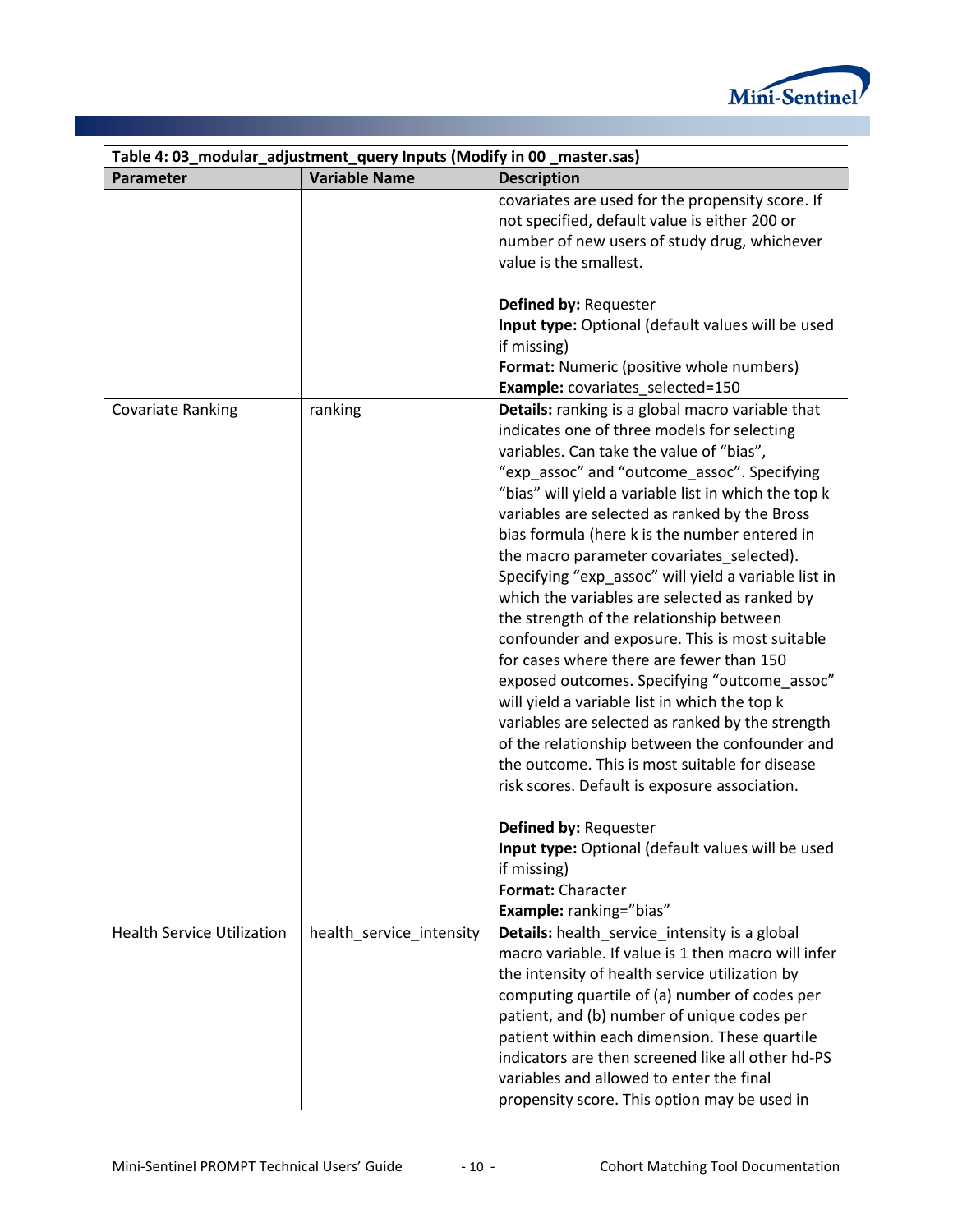| Table 4: 03_modular_adjustment_query Inputs (Modify in 00 _master.sas) | | |
|---|---|---|
| **Parameter** | **Variable Name** | **Description** |
| | | covariates are used for the propensity score. If not specified, default value is either 200 or number of new users of study drug, whichever value is the smallest.<br><br>**Defined by:** Requester<br>**Input type:** Optional (default values will be used if missing)<br>**Format:** Numeric (positive whole numbers)<br>**Example:** covariates_selected=150 |
| Covariate Ranking | ranking | **Details:** ranking is a global macro variable that indicates one of three models for selecting variables. Can take the value of "bias", "exp_assoc" and "outcome_assoc". Specifying "bias" will yield a variable list in which the top k variables are selected as ranked by the Bross bias formula (here k is the number entered in the macro parameter covariates_selected). Specifying "exp_assoc" will yield a variable list in which the variables are selected as ranked by the strength of the relationship between confounder and exposure. This is most suitable for cases where there are fewer than 150 exposed outcomes. Specifying "outcome_assoc" will yield a variable list in which the top k variables are selected as ranked by the strength of the relationship between the confounder and the outcome. This is most suitable for disease risk scores. Default is exposure association.<br><br>**Defined by:** Requester<br>**Input type:** Optional (default values will be used if missing)<br>**Format:** Character<br>**Example:** ranking="bias" |
| Health Service Utilization | health_service_intensity | **Details:** health_service_intensity is a global macro variable. If value is 1 then macro will infer the intensity of health service utilization by computing quartile of (a) number of codes per patient, and (b) number of unique codes per patient within each dimension. These quartile indicators are then screened like all other hd-PS variables and allowed to enter the final propensity score. This option may be used in |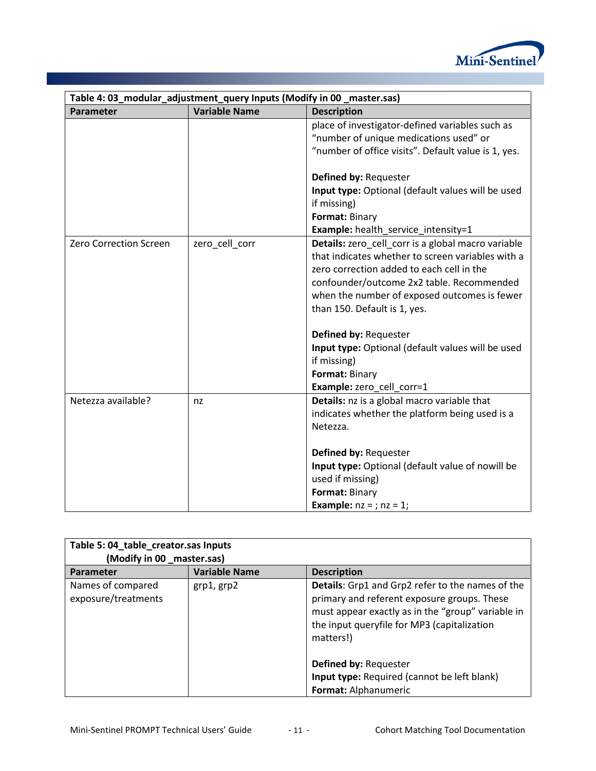| Table 4: 03_modular_adjustment_query Inputs (Modify in 00 _master.sas) | | |
|---|---|---|
| **Parameter** | **Variable Name** | **Description** |
| | | place of investigator-defined variables such as "number of unique medications used" or "number of office visits". Default value is 1, yes.<br><br>**Defined by:** Requester<br>**Input type:** Optional (default values will be used if missing)<br>**Format:** Binary<br>**Example:** health_service_intensity=1 |
| Zero Correction Screen | zero_cell_corr | **Details:** zero_cell_corr is a global macro variable that indicates whether to screen variables with a zero correction added to each cell in the confounder/outcome 2x2 table. Recommended when the number of exposed outcomes is fewer than 150. Default is 1, yes.<br><br>**Defined by:** Requester<br>**Input type:** Optional (default values will be used if missing)<br>**Format:** Binary<br>**Example:** zero_cell_corr=1 |
| Netezza available? | nz | **Details:** nz is a global macro variable that indicates whether the platform being used is a Netezza.<br><br>**Defined by:** Requester<br>**Input type:** Optional (default value of nowill be used if missing)<br>**Format:** Binary<br>**Example:** nz = ; nz = 1; |

| Table 5: 04_table_creator.sas Inputs (Modify in 00 _master.sas) | | |
|---|---|---|
| **Parameter** | **Variable Name** | **Description** |
| Names of compared exposure/treatments | grp1, grp2 | **Details**: Grp1 and Grp2 refer to the names of the primary and referent exposure groups. These must appear exactly as in the "group" variable in the input queryfile for MP3 (capitalization matters!)<br><br>**Defined by:** Requester<br>**Input type:** Required (cannot be left blank)<br>**Format:** Alphanumeric |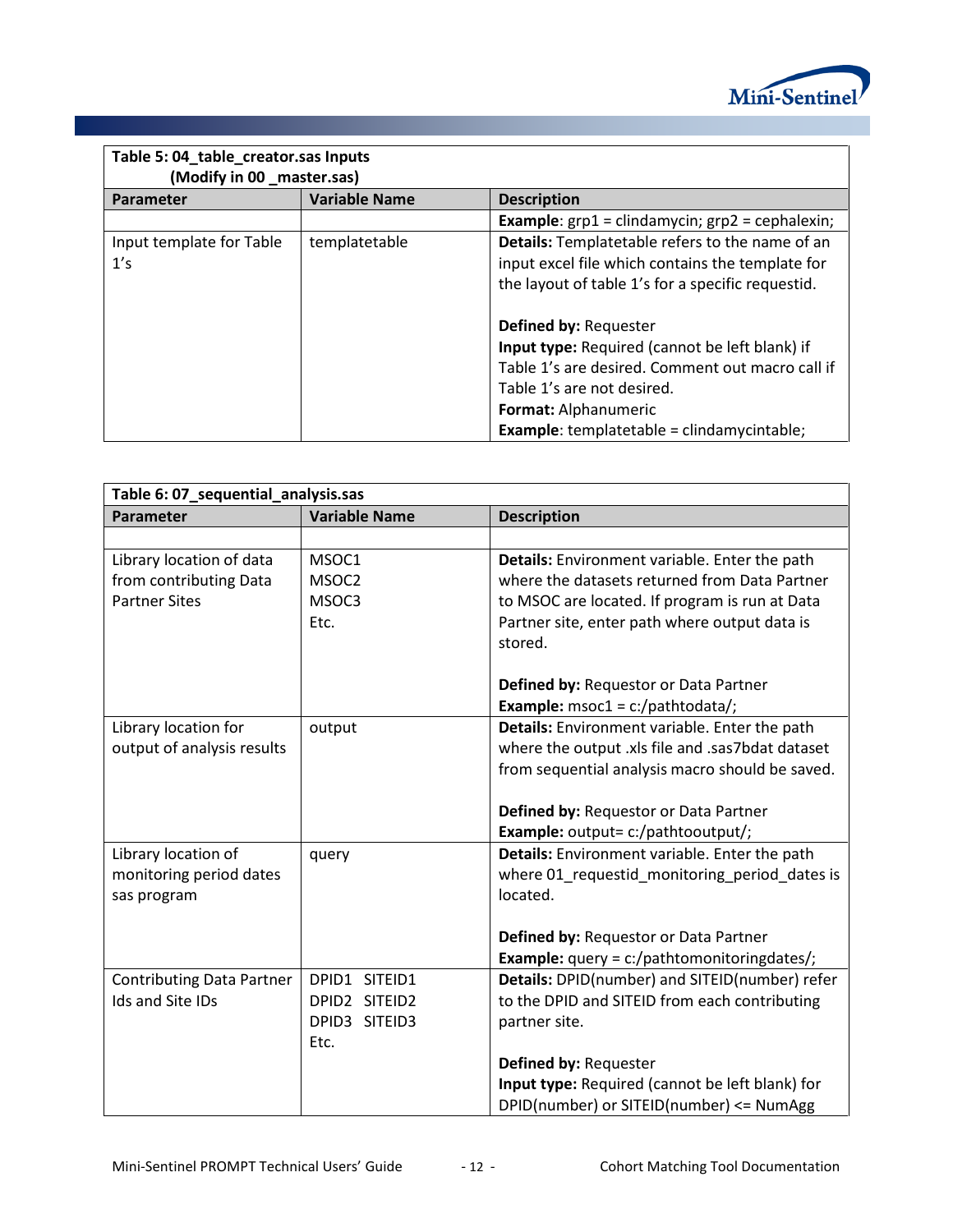| Table 5: 04_table_creator.sas Inputs (Modify in 00 _master.sas) | | |
|---|---|---|
| **Parameter** | **Variable Name** | **Description** |
| | | **Example**: grp1 = clindamycin; grp2 = cephalexin; |
| Input template for Table 1's | templatetable | **Details:** Templatetable refers to the name of an input excel file which contains the template for the layout of table 1's for a specific requestid.<br><br>**Defined by:** Requester<br>**Input type:** Required (cannot be left blank) if Table 1's are desired. Comment out macro call if Table 1's are not desired.<br>**Format:** Alphanumeric<br>**Example**: templatetable = clindamycintable; |

| Table 6: 07_sequential_analysis.sas | | |
|---|---|---|
| **Parameter** | **Variable Name** | **Description** |
| | | |
| Library location of data from contributing Data Partner Sites | MSOC1<br>MSOC2<br>MSOC3<br>Etc. | **Details:** Environment variable. Enter the path where the datasets returned from Data Partner to MSOC are located. If program is run at Data Partner site, enter path where output data is stored.<br><br>**Defined by:** Requestor or Data Partner<br>**Example:** msoc1 = c:/pathtodata/; |
| Library location for output of analysis results | output | **Details:** Environment variable. Enter the path where the output .xls file and .sas7bdat dataset from sequential analysis macro should be saved.<br><br>**Defined by:** Requestor or Data Partner<br>**Example:** output= c:/pathtooutput/; |
| Library location of monitoring period dates sas program | query | **Details:** Environment variable. Enter the path where 01_requestid_monitoring_period_dates is located.<br><br>**Defined by:** Requestor or Data Partner<br>**Example:** query = c:/pathtomonitoringdates/; |
| Contributing Data Partner Ids and Site IDs | DPID1 SITEID1<br>DPID2 SITEID2<br>DPID3 SITEID3<br>Etc. | **Details:** DPID(number) and SITEID(number) refer to the DPID and SITEID from each contributing partner site.<br><br>**Defined by:** Requester<br>**Input type:** Required (cannot be left blank) for DPID(number) or SITEID(number) <= NumAgg |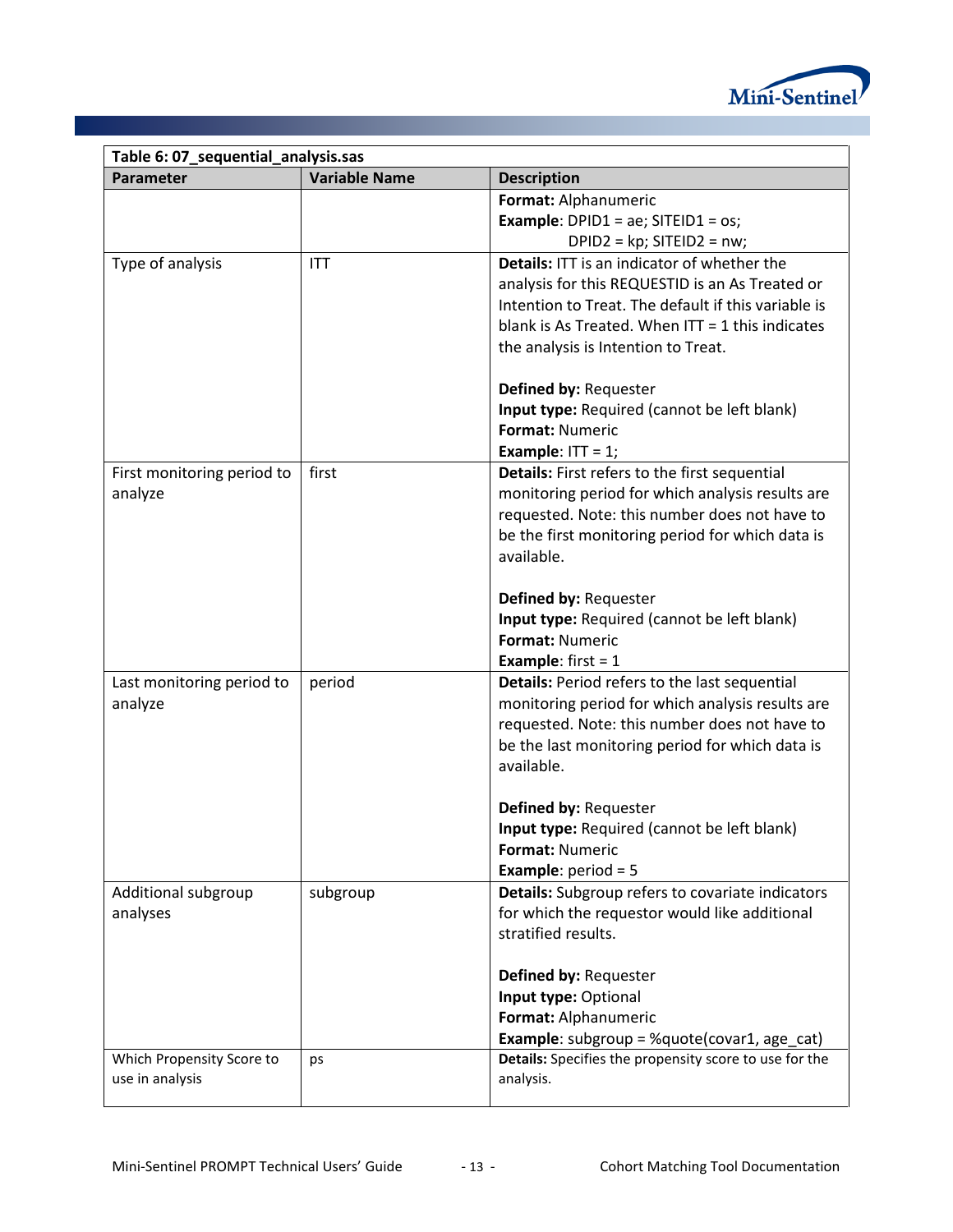| Table 6: 07_sequential_analysis.sas | | |
|---|---|---|
| **Parameter** | **Variable Name** | **Description** |
| | | **Format:** Alphanumeric<br>**Example**: DPID1 = ae; SITEID1 = os;<br>DPID2 = kp; SITEID2 = nw; |
| Type of analysis | ITT | **Details:** ITT is an indicator of whether the analysis for this REQUESTID is an As Treated or Intention to Treat. The default if this variable is blank is As Treated. When ITT = 1 this indicates the analysis is Intention to Treat.<br><br>**Defined by:** Requester<br>**Input type:** Required (cannot be left blank)<br>**Format:** Numeric<br>**Example**: ITT = 1; |
| First monitoring period to analyze | first | **Details:** First refers to the first sequential monitoring period for which analysis results are requested. Note: this number does not have to be the first monitoring period for which data is available.<br><br>**Defined by:** Requester<br>**Input type:** Required (cannot be left blank)<br>**Format:** Numeric<br>**Example**: first = 1 |
| Last monitoring period to analyze | period | **Details:** Period refers to the last sequential monitoring period for which analysis results are requested. Note: this number does not have to be the last monitoring period for which data is available.<br><br>**Defined by:** Requester<br>**Input type:** Required (cannot be left blank)<br>**Format:** Numeric<br>**Example**: period = 5 |
| Additional subgroup analyses | subgroup | **Details:** Subgroup refers to covariate indicators for which the requestor would like additional stratified results.<br><br>**Defined by:** Requester<br>**Input type:** Optional<br>**Format:** Alphanumeric<br>**Example**: subgroup = %quote(covar1, age_cat) |
| Which Propensity Score to use in analysis | ps | **Details:** Specifies the propensity score to use for the analysis. |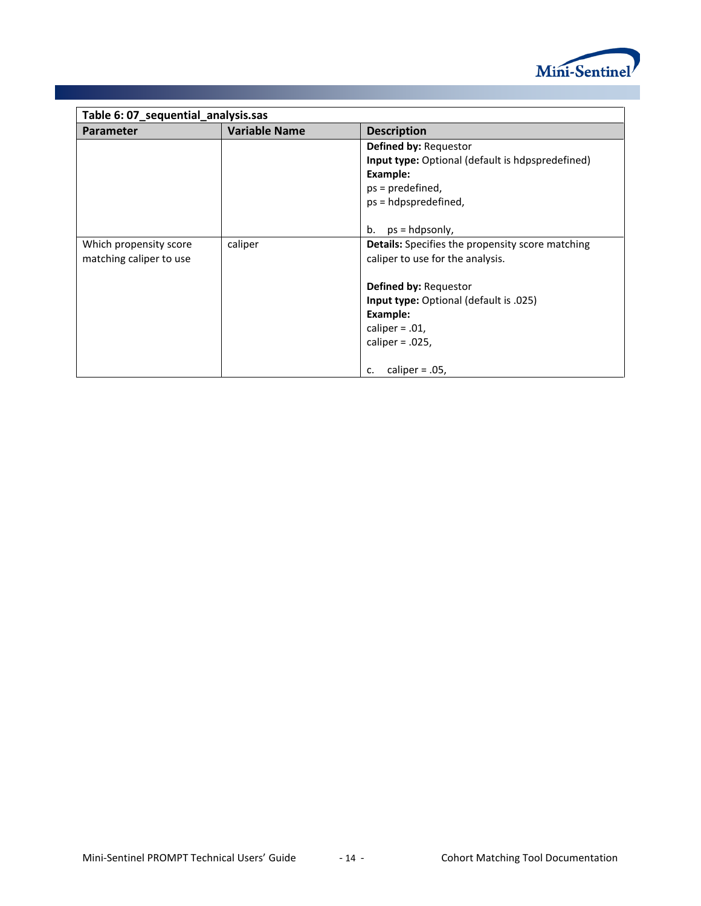| Table 6: 07_sequential_analysis.sas | | |
|---|---|---|
| **Parameter** | **Variable Name** | **Description** |
| | | **Defined by:** Requestor<br>**Input type:** Optional (default is hdpspredefined)<br>**Example:**<br>ps = predefined,<br>ps = hdpspredefined,<br><br>b. ps = hdpsonly, |
| Which propensity score matching caliper to use | caliper | **Details:** Specifies the propensity score matching caliper to use for the analysis.<br><br>**Defined by:** Requestor<br>**Input type:** Optional (default is .025)<br>**Example:**<br>caliper = .01,<br>caliper = .025,<br><br>c. caliper = .05, |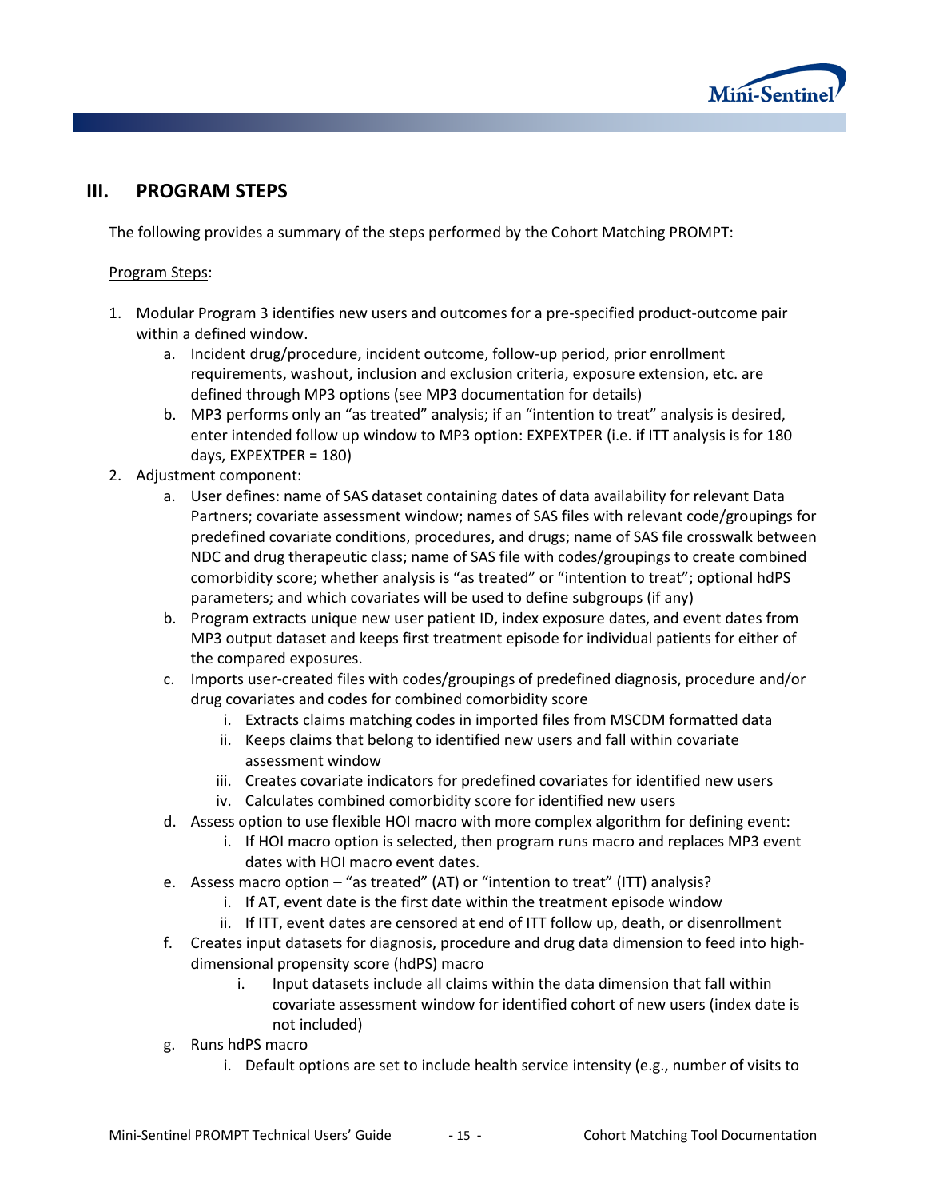## III. PROGRAM STEPS

The following provides a summary of the steps performed by the Cohort Matching PROMPT:

Program Steps:

1. Modular Program 3 identifies new users and outcomes for a pre-specified product-outcome pair within a defined window.
    a. Incident drug/procedure, incident outcome, follow-up period, prior enrollment requirements, washout, inclusion and exclusion criteria, exposure extension, etc. are defined through MP3 options (see MP3 documentation for details)
    b. MP3 performs only an "as treated" analysis; if an "intention to treat" analysis is desired, enter intended follow up window to MP3 option: EXPEXTPER (i.e. if ITT analysis is for 180 days, EXPEXTPER = 180)
2. Adjustment component:
    a. User defines: name of SAS dataset containing dates of data availability for relevant Data Partners; covariate assessment window; names of SAS files with relevant code/groupings for predefined covariate conditions, procedures, and drugs; name of SAS file crosswalk between NDC and drug therapeutic class; name of SAS file with codes/groupings to create combined comorbidity score; whether analysis is "as treated" or "intention to treat"; optional hdPS parameters; and which covariates will be used to define subgroups (if any)
    b. Program extracts unique new user patient ID, index exposure dates, and event dates from MP3 output dataset and keeps first treatment episode for individual patients for either of the compared exposures.
    c. Imports user-created files with codes/groupings of predefined diagnosis, procedure and/or drug covariates and codes for combined comorbidity score
        i. Extracts claims matching codes in imported files from MSCDM formatted data
        ii. Keeps claims that belong to identified new users and fall within covariate assessment window
        iii. Creates covariate indicators for predefined covariates for identified new users
        iv. Calculates combined comorbidity score for identified new users
    d. Assess option to use flexible HOI macro with more complex algorithm for defining event:
        i. If HOI macro option is selected, then program runs macro and replaces MP3 event dates with HOI macro event dates.
    e. Assess macro option – "as treated" (AT) or "intention to treat" (ITT) analysis?
        i. If AT, event date is the first date within the treatment episode window
        ii. If ITT, event dates are censored at end of ITT follow up, death, or disenrollment
    f. Creates input datasets for diagnosis, procedure and drug data dimension to feed into high-dimensional propensity score (hdPS) macro
        i. Input datasets include all claims within the data dimension that fall within covariate assessment window for identified cohort of new users (index date is not included)
    g. Runs hdPS macro
        i. Default options are set to include health service intensity (e.g., number of visits to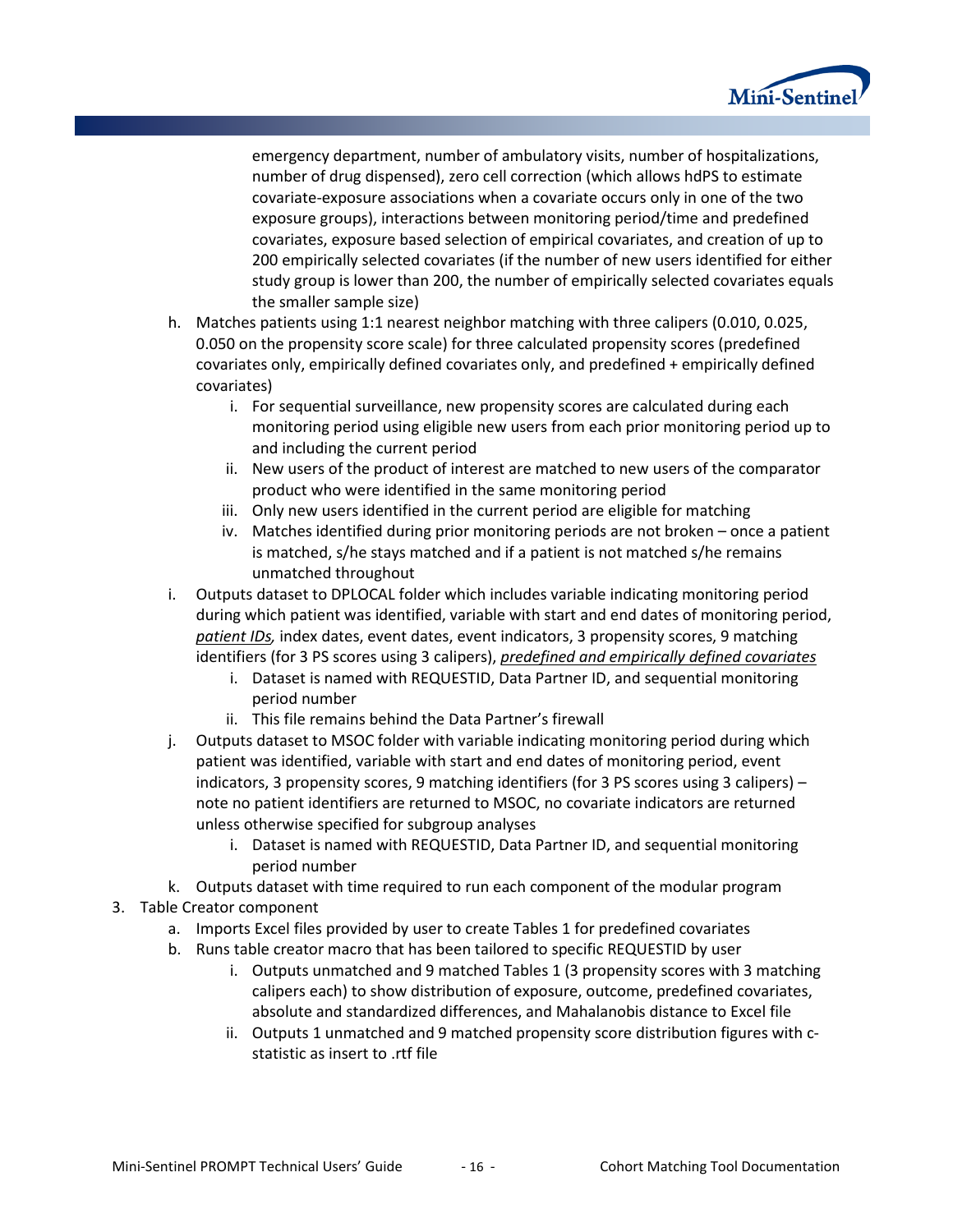emergency department, number of ambulatory visits, number of hospitalizations, number of drug dispensed), zero cell correction (which allows hdPS to estimate covariate-exposure associations when a covariate occurs only in one of the two exposure groups), interactions between monitoring period/time and predefined covariates, exposure based selection of empirical covariates, and creation of up to 200 empirically selected covariates (if the number of new users identified for either study group is lower than 200, the number of empirically selected covariates equals the smaller sample size)

h. Matches patients using 1:1 nearest neighbor matching with three calipers (0.010, 0.025, 0.050 on the propensity score scale) for three calculated propensity scores (predefined covariates only, empirically defined covariates only, and predefined + empirically defined covariates)
    i. For sequential surveillance, new propensity scores are calculated during each monitoring period using eligible new users from each prior monitoring period up to and including the current period
    ii. New users of the product of interest are matched to new users of the comparator product who were identified in the same monitoring period
    iii. Only new users identified in the current period are eligible for matching
    iv. Matches identified during prior monitoring periods are not broken – once a patient is matched, s/he stays matched and if a patient is not matched s/he remains unmatched throughout

i. Outputs dataset to DPLOCAL folder which includes variable indicating monitoring period during which patient was identified, variable with start and end dates of monitoring period, *patient IDs,* index dates, event dates, event indicators, 3 propensity scores, 9 matching identifiers (for 3 PS scores using 3 calipers), *predefined and empirically defined covariates*
    i. Dataset is named with REQUESTID, Data Partner ID, and sequential monitoring period number
    ii. This file remains behind the Data Partner's firewall

j. Outputs dataset to MSOC folder with variable indicating monitoring period during which patient was identified, variable with start and end dates of monitoring period, event indicators, 3 propensity scores, 9 matching identifiers (for 3 PS scores using 3 calipers) – note no patient identifiers are returned to MSOC, no covariate indicators are returned unless otherwise specified for subgroup analyses
    i. Dataset is named with REQUESTID, Data Partner ID, and sequential monitoring period number

k. Outputs dataset with time required to run each component of the modular program

3. Table Creator component
    a. Imports Excel files provided by user to create Tables 1 for predefined covariates
    b. Runs table creator macro that has been tailored to specific REQUESTID by user
        i. Outputs unmatched and 9 matched Tables 1 (3 propensity scores with 3 matching calipers each) to show distribution of exposure, outcome, predefined covariates, absolute and standardized differences, and Mahalanobis distance to Excel file
        ii. Outputs 1 unmatched and 9 matched propensity score distribution figures with c-statistic as insert to .rtf file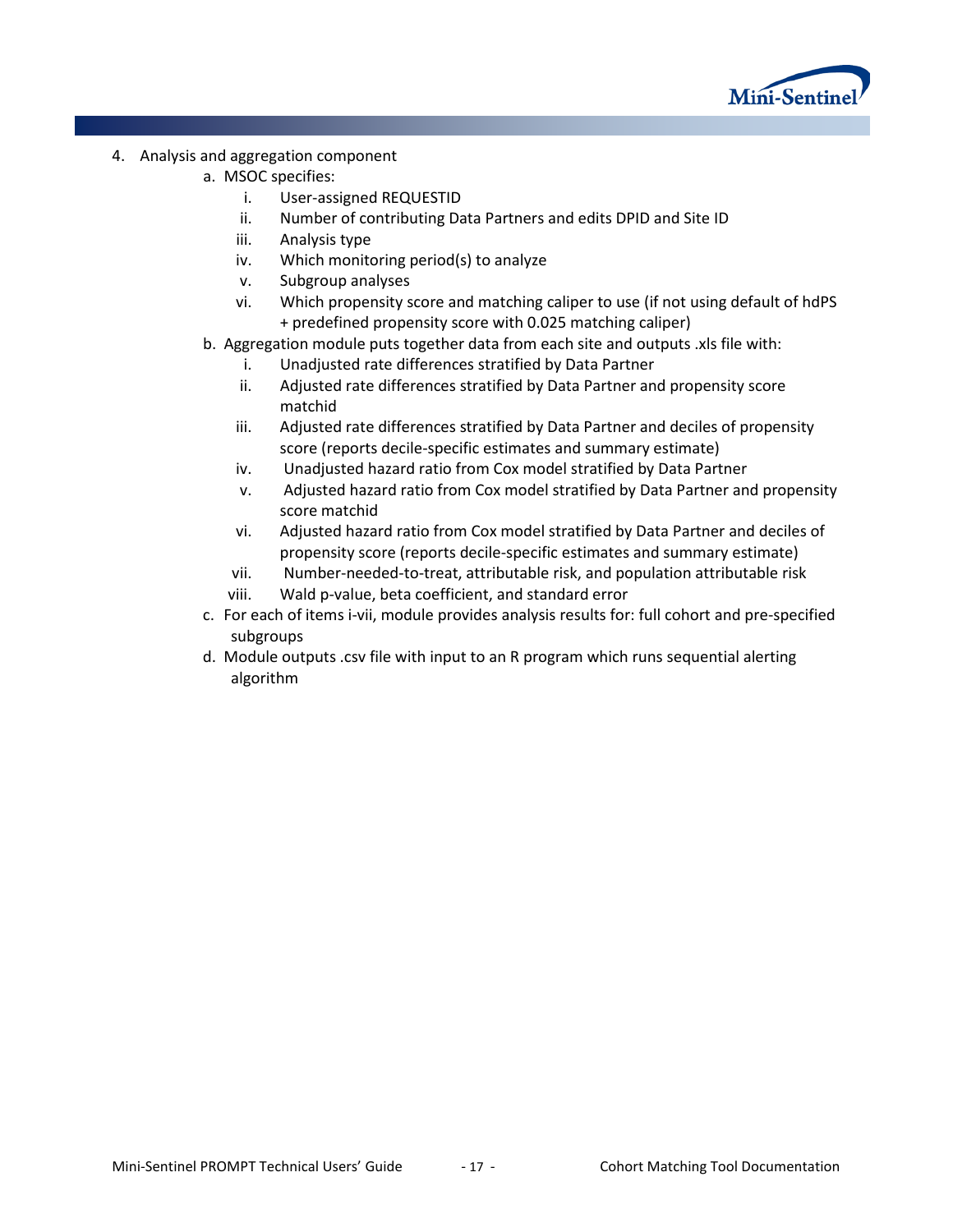4. Analysis and aggregation component
    a. MSOC specifies:
        i. User-assigned REQUESTID
        ii. Number of contributing Data Partners and edits DPID and Site ID
        iii. Analysis type
        iv. Which monitoring period(s) to analyze
        v. Subgroup analyses
        vi. Which propensity score and matching caliper to use (if not using default of hdPS + predefined propensity score with 0.025 matching caliper)
    b. Aggregation module puts together data from each site and outputs .xls file with:
        i. Unadjusted rate differences stratified by Data Partner
        ii. Adjusted rate differences stratified by Data Partner and propensity score matchid
        iii. Adjusted rate differences stratified by Data Partner and deciles of propensity score (reports decile-specific estimates and summary estimate)
        iv. Unadjusted hazard ratio from Cox model stratified by Data Partner
        v. Adjusted hazard ratio from Cox model stratified by Data Partner and propensity score matchid
        vi. Adjusted hazard ratio from Cox model stratified by Data Partner and deciles of propensity score (reports decile-specific estimates and summary estimate)
        vii. Number-needed-to-treat, attributable risk, and population attributable risk
        viii. Wald p-value, beta coefficient, and standard error
    c. For each of items i-vii, module provides analysis results for: full cohort and pre-specified subgroups
    d. Module outputs .csv file with input to an R program which runs sequential alerting algorithm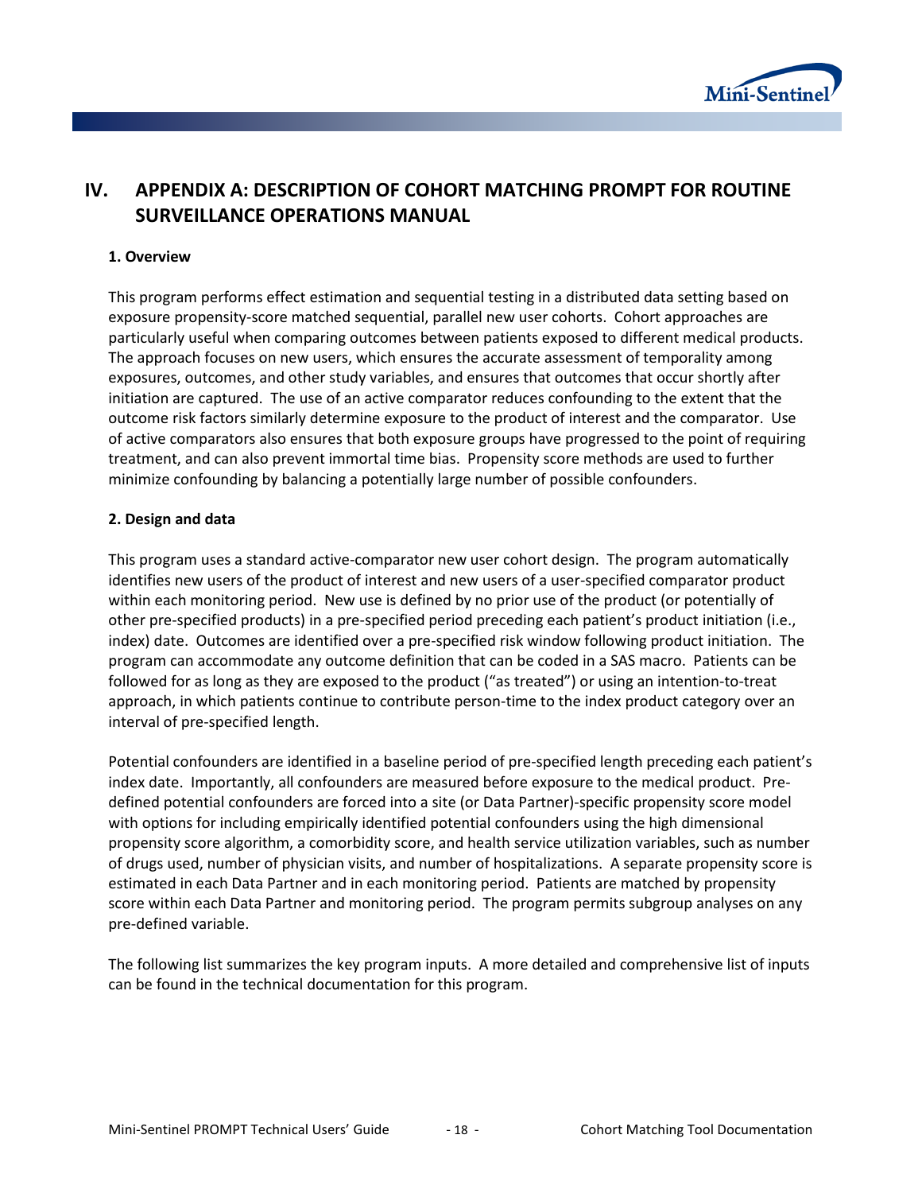# IV. APPENDIX A: DESCRIPTION OF COHORT MATCHING PROMPT FOR ROUTINE SURVEILLANCE OPERATIONS MANUAL

**1. Overview**

This program performs effect estimation and sequential testing in a distributed data setting based on exposure propensity-score matched sequential, parallel new user cohorts. Cohort approaches are particularly useful when comparing outcomes between patients exposed to different medical products. The approach focuses on new users, which ensures the accurate assessment of temporality among exposures, outcomes, and other study variables, and ensures that outcomes that occur shortly after initiation are captured. The use of an active comparator reduces confounding to the extent that the outcome risk factors similarly determine exposure to the product of interest and the comparator. Use of active comparators also ensures that both exposure groups have progressed to the point of requiring treatment, and can also prevent immortal time bias. Propensity score methods are used to further minimize confounding by balancing a potentially large number of possible confounders.

**2. Design and data**

This program uses a standard active-comparator new user cohort design. The program automatically identifies new users of the product of interest and new users of a user-specified comparator product within each monitoring period. New use is defined by no prior use of the product (or potentially of other pre-specified products) in a pre-specified period preceding each patient's product initiation (i.e., index) date. Outcomes are identified over a pre-specified risk window following product initiation. The program can accommodate any outcome definition that can be coded in a SAS macro. Patients can be followed for as long as they are exposed to the product ("as treated") or using an intention-to-treat approach, in which patients continue to contribute person-time to the index product category over an interval of pre-specified length.

Potential confounders are identified in a baseline period of pre-specified length preceding each patient's index date. Importantly, all confounders are measured before exposure to the medical product. Pre-defined potential confounders are forced into a site (or Data Partner)-specific propensity score model with options for including empirically identified potential confounders using the high dimensional propensity score algorithm, a comorbidity score, and health service utilization variables, such as number of drugs used, number of physician visits, and number of hospitalizations. A separate propensity score is estimated in each Data Partner and in each monitoring period. Patients are matched by propensity score within each Data Partner and monitoring period. The program permits subgroup analyses on any pre-defined variable.

The following list summarizes the key program inputs. A more detailed and comprehensive list of inputs can be found in the technical documentation for this program.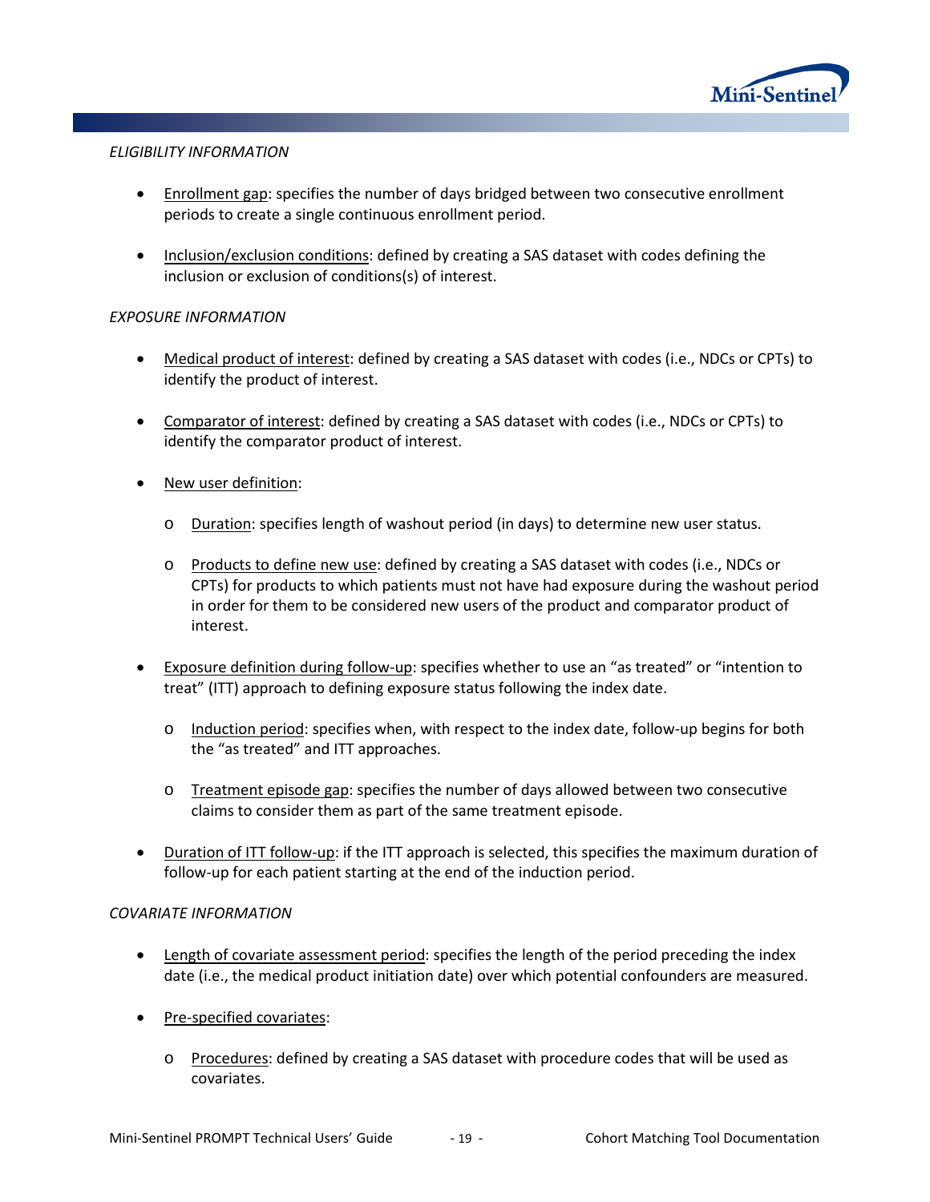*ELIGIBILITY INFORMATION*

- Enrollment gap: specifies the number of days bridged between two consecutive enrollment periods to create a single continuous enrollment period.

- Inclusion/exclusion conditions: defined by creating a SAS dataset with codes defining the inclusion or exclusion of conditions(s) of interest.

*EXPOSURE INFORMATION*

- Medical product of interest: defined by creating a SAS dataset with codes (i.e., NDCs or CPTs) to identify the product of interest.

- Comparator of interest: defined by creating a SAS dataset with codes (i.e., NDCs or CPTs) to identify the comparator product of interest.

- New user definition:
  - Duration: specifies length of washout period (in days) to determine new user status.
  - Products to define new use: defined by creating a SAS dataset with codes (i.e., NDCs or CPTs) for products to which patients must not have had exposure during the washout period in order for them to be considered new users of the product and comparator product of interest.

- Exposure definition during follow-up: specifies whether to use an "as treated" or "intention to treat" (ITT) approach to defining exposure status following the index date.
  - Induction period: specifies when, with respect to the index date, follow-up begins for both the "as treated" and ITT approaches.
  - Treatment episode gap: specifies the number of days allowed between two consecutive claims to consider them as part of the same treatment episode.

- Duration of ITT follow-up: if the ITT approach is selected, this specifies the maximum duration of follow-up for each patient starting at the end of the induction period.

*COVARIATE INFORMATION*

- Length of covariate assessment period: specifies the length of the period preceding the index date (i.e., the medical product initiation date) over which potential confounders are measured.

- Pre-specified covariates:
  - Procedures: defined by creating a SAS dataset with procedure codes that will be used as covariates.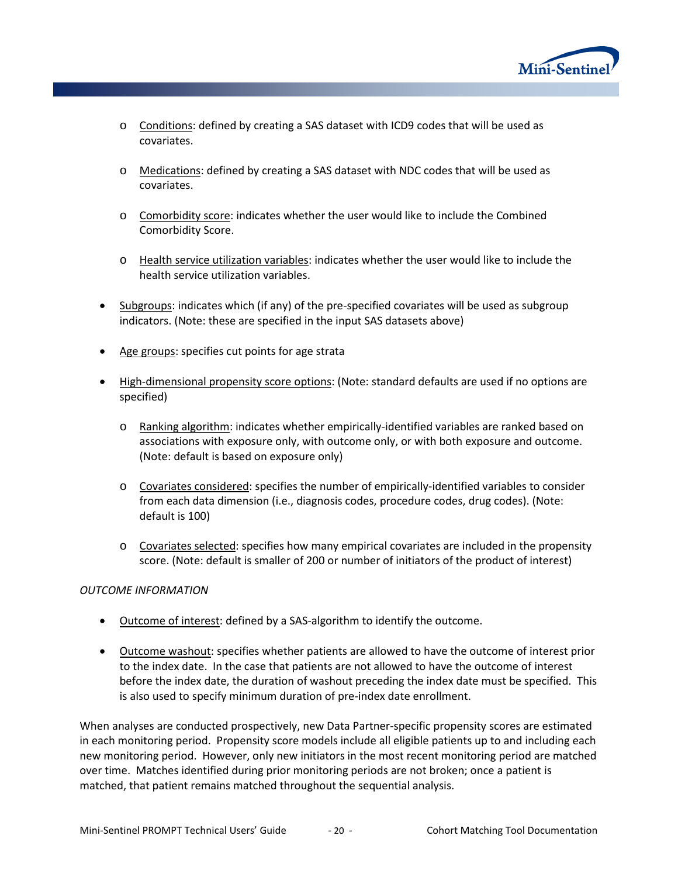- Conditions: defined by creating a SAS dataset with ICD9 codes that will be used as covariates.

  - Medications: defined by creating a SAS dataset with NDC codes that will be used as covariates.

  - Comorbidity score: indicates whether the user would like to include the Combined Comorbidity Score.

  - Health service utilization variables: indicates whether the user would like to include the health service utilization variables.

- Subgroups: indicates which (if any) of the pre-specified covariates will be used as subgroup indicators. (Note: these are specified in the input SAS datasets above)

- Age groups: specifies cut points for age strata

- High-dimensional propensity score options: (Note: standard defaults are used if no options are specified)

  - Ranking algorithm: indicates whether empirically-identified variables are ranked based on associations with exposure only, with outcome only, or with both exposure and outcome. (Note: default is based on exposure only)

  - Covariates considered: specifies the number of empirically-identified variables to consider from each data dimension (i.e., diagnosis codes, procedure codes, drug codes). (Note: default is 100)

  - Covariates selected: specifies how many empirical covariates are included in the propensity score. (Note: default is smaller of 200 or number of initiators of the product of interest)

*OUTCOME INFORMATION*

- Outcome of interest: defined by a SAS-algorithm to identify the outcome.

- Outcome washout: specifies whether patients are allowed to have the outcome of interest prior to the index date. In the case that patients are not allowed to have the outcome of interest before the index date, the duration of washout preceding the index date must be specified. This is also used to specify minimum duration of pre-index date enrollment.

When analyses are conducted prospectively, new Data Partner-specific propensity scores are estimated in each monitoring period. Propensity score models include all eligible patients up to and including each new monitoring period. However, only new initiators in the most recent monitoring period are matched over time. Matches identified during prior monitoring periods are not broken; once a patient is matched, that patient remains matched throughout the sequential analysis.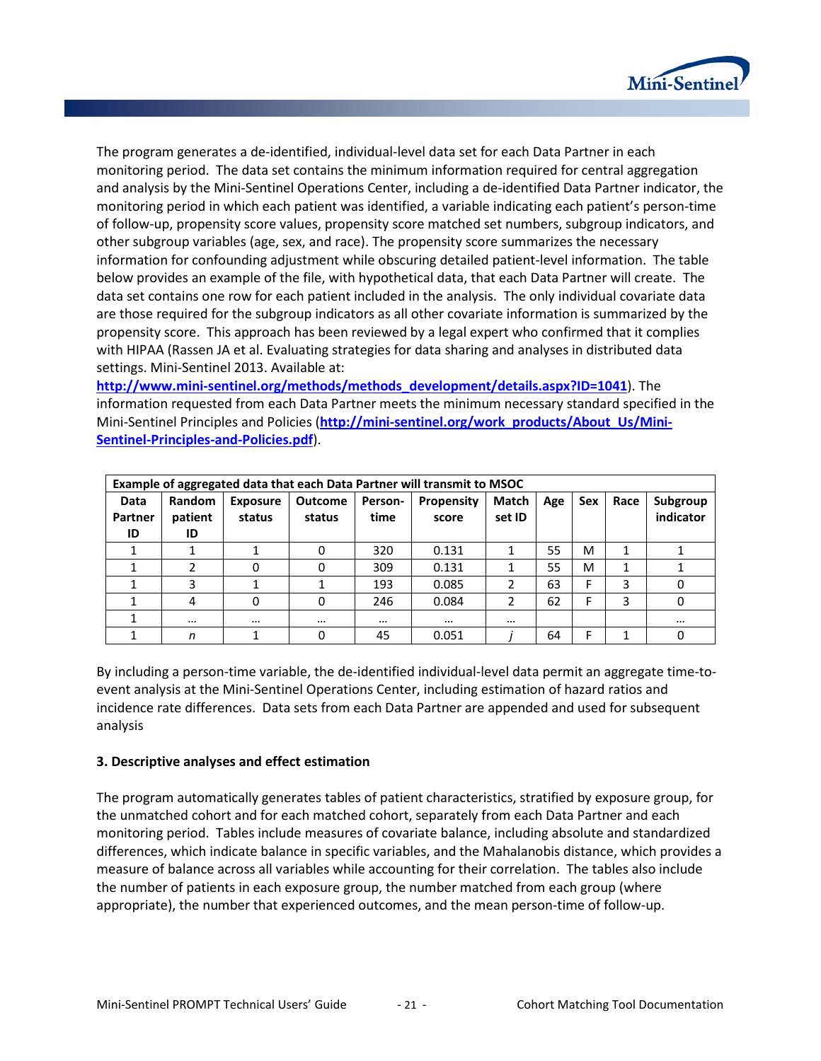The program generates a de-identified, individual-level data set for each Data Partner in each monitoring period. The data set contains the minimum information required for central aggregation and analysis by the Mini-Sentinel Operations Center, including a de-identified Data Partner indicator, the monitoring period in which each patient was identified, a variable indicating each patient's person-time of follow-up, propensity score values, propensity score matched set numbers, subgroup indicators, and other subgroup variables (age, sex, and race). The propensity score summarizes the necessary information for confounding adjustment while obscuring detailed patient-level information. The table below provides an example of the file, with hypothetical data, that each Data Partner will create. The data set contains one row for each patient included in the analysis. The only individual covariate data are those required for the subgroup indicators as all other covariate information is summarized by the propensity score. This approach has been reviewed by a legal expert who confirmed that it complies with HIPAA (Rassen JA et al. Evaluating strategies for data sharing and analyses in distributed data settings. Mini-Sentinel 2013. Available at: **http://www.mini-sentinel.org/methods/methods_development/details.aspx?ID=1041**). The information requested from each Data Partner meets the minimum necessary standard specified in the Mini-Sentinel Principles and Policies (**http://mini-sentinel.org/work_products/About_Us/Mini-Sentinel-Principles-and-Policies.pdf**).

**Example of aggregated data that each Data Partner will transmit to MSOC**

| Data Partner ID | Random patient ID | Exposure status | Outcome status | Person-time | Propensity score | Match set ID | Age | Sex | Race | Subgroup indicator |
|---|---|---|---|---|---|---|---|---|---|---|
| 1 | 1 | 1 | 0 | 320 | 0.131 | 1 | 55 | M | 1 | 1 |
| 1 | 2 | 0 | 0 | 309 | 0.131 | 1 | 55 | M | 1 | 1 |
| 1 | 3 | 1 | 1 | 193 | 0.085 | 2 | 63 | F | 3 | 0 |
| 1 | 4 | 0 | 0 | 246 | 0.084 | 2 | 62 | F | 3 | 0 |
| 1 | … | … | … | … | … | … | | | | … |
| 1 | *n* | 1 | 0 | 45 | 0.051 | *j* | 64 | F | 1 | 0 |

By including a person-time variable, the de-identified individual-level data permit an aggregate time-to-event analysis at the Mini-Sentinel Operations Center, including estimation of hazard ratios and incidence rate differences. Data sets from each Data Partner are appended and used for subsequent analysis

**3. Descriptive analyses and effect estimation**

The program automatically generates tables of patient characteristics, stratified by exposure group, for the unmatched cohort and for each matched cohort, separately from each Data Partner and each monitoring period. Tables include measures of covariate balance, including absolute and standardized differences, which indicate balance in specific variables, and the Mahalanobis distance, which provides a measure of balance across all variables while accounting for their correlation. The tables also include the number of patients in each exposure group, the number matched from each group (where appropriate), the number that experienced outcomes, and the mean person-time of follow-up.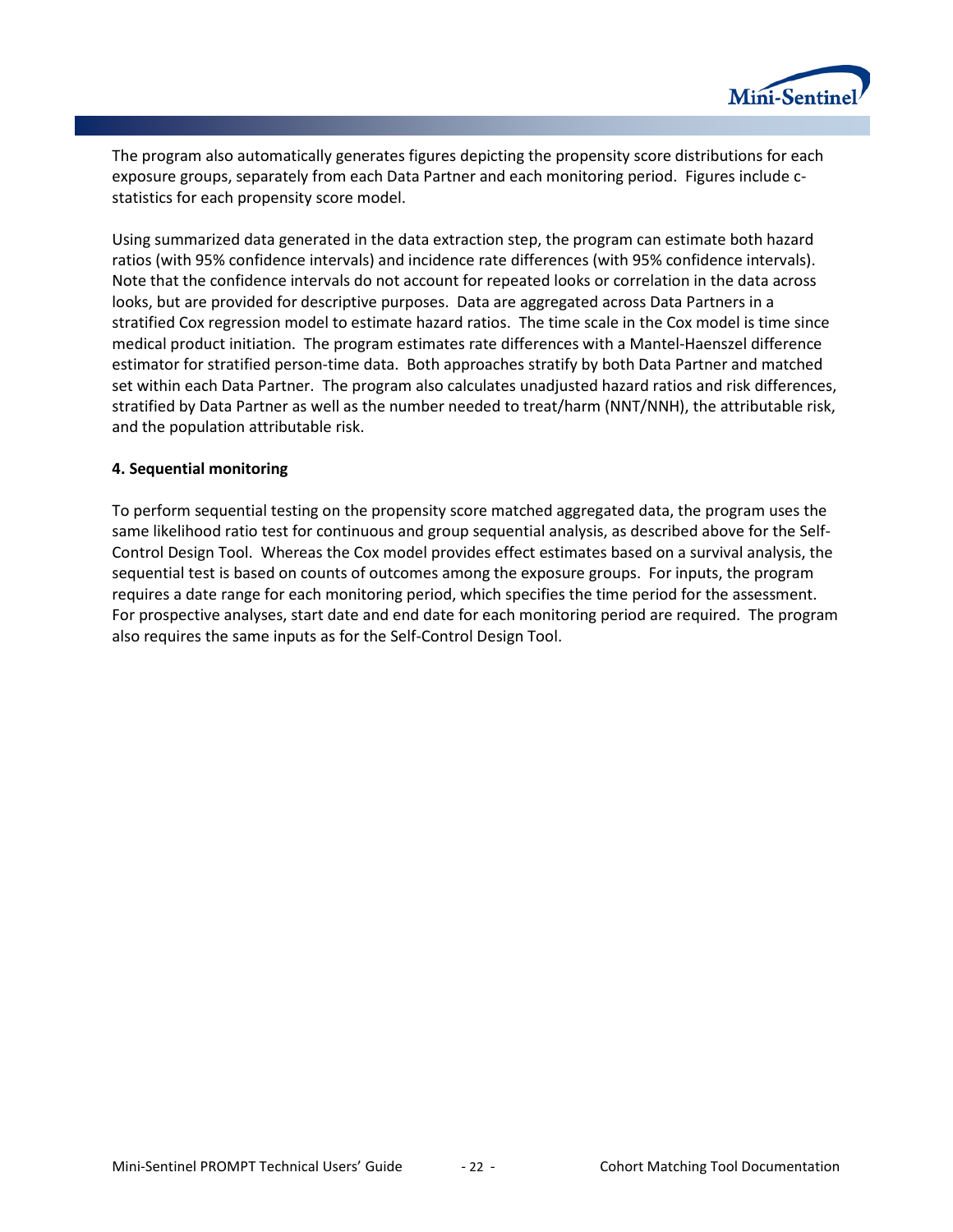The program also automatically generates figures depicting the propensity score distributions for each exposure groups, separately from each Data Partner and each monitoring period. Figures include c-statistics for each propensity score model.

Using summarized data generated in the data extraction step, the program can estimate both hazard ratios (with 95% confidence intervals) and incidence rate differences (with 95% confidence intervals). Note that the confidence intervals do not account for repeated looks or correlation in the data across looks, but are provided for descriptive purposes. Data are aggregated across Data Partners in a stratified Cox regression model to estimate hazard ratios. The time scale in the Cox model is time since medical product initiation. The program estimates rate differences with a Mantel-Haenszel difference estimator for stratified person-time data. Both approaches stratify by both Data Partner and matched set within each Data Partner. The program also calculates unadjusted hazard ratios and risk differences, stratified by Data Partner as well as the number needed to treat/harm (NNT/NNH), the attributable risk, and the population attributable risk.

#### 4. Sequential monitoring

To perform sequential testing on the propensity score matched aggregated data, the program uses the same likelihood ratio test for continuous and group sequential analysis, as described above for the Self-Control Design Tool. Whereas the Cox model provides effect estimates based on a survival analysis, the sequential test is based on counts of outcomes among the exposure groups. For inputs, the program requires a date range for each monitoring period, which specifies the time period for the assessment. For prospective analyses, start date and end date for each monitoring period are required. The program also requires the same inputs as for the Self-Control Design Tool.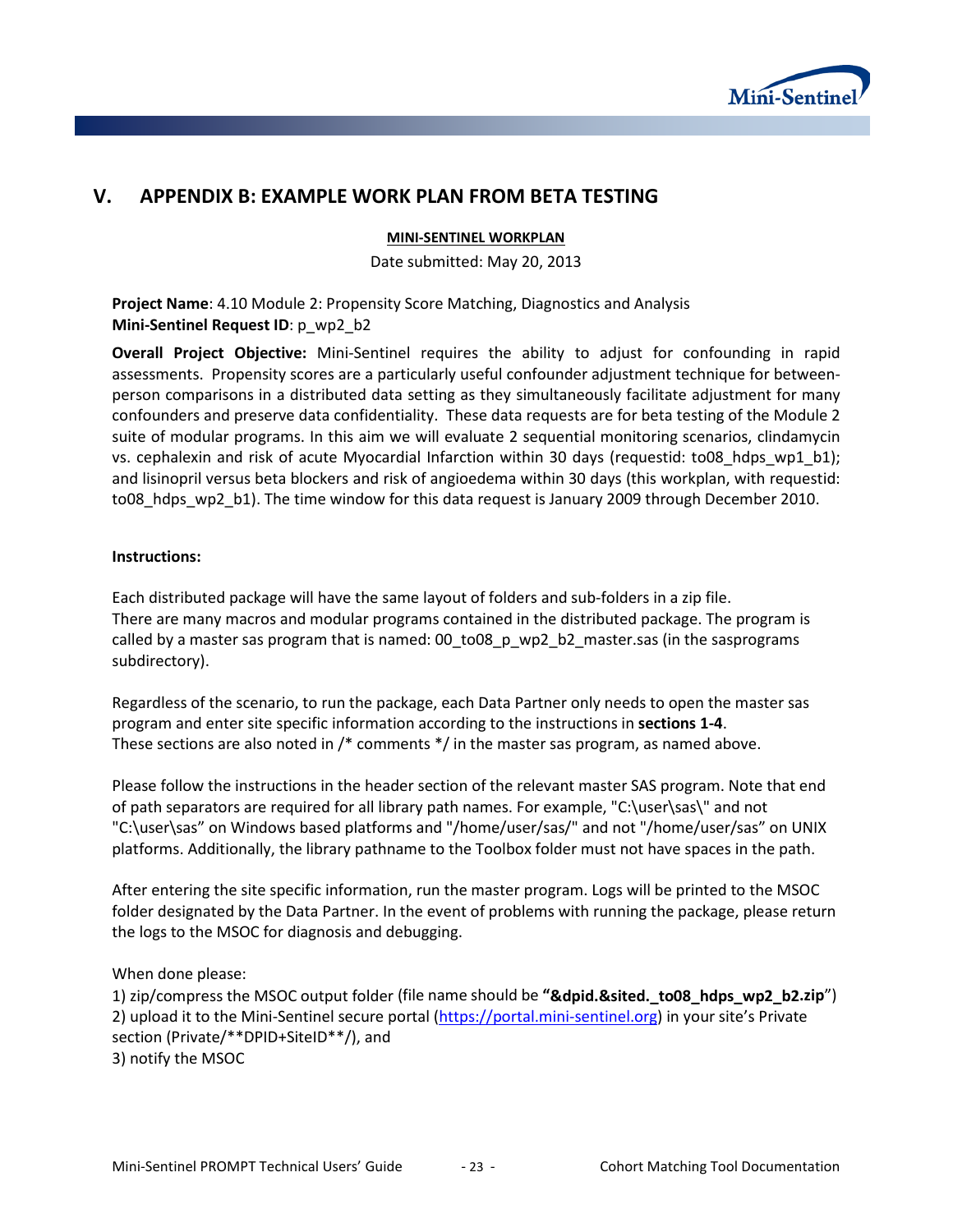# V. APPENDIX B: EXAMPLE WORK PLAN FROM BETA TESTING

**MINI-SENTINEL WORKPLAN**

Date submitted: May 20, 2013

**Project Name**: 4.10 Module 2: Propensity Score Matching, Diagnostics and Analysis
**Mini-Sentinel Request ID**: p_wp2_b2

**Overall Project Objective:** Mini-Sentinel requires the ability to adjust for confounding in rapid assessments. Propensity scores are a particularly useful confounder adjustment technique for between-person comparisons in a distributed data setting as they simultaneously facilitate adjustment for many confounders and preserve data confidentiality. These data requests are for beta testing of the Module 2 suite of modular programs. In this aim we will evaluate 2 sequential monitoring scenarios, clindamycin vs. cephalexin and risk of acute Myocardial Infarction within 30 days (requestid: to08_hdps_wp1_b1); and lisinopril versus beta blockers and risk of angioedema within 30 days (this workplan, with requestid: to08_hdps_wp2_b1). The time window for this data request is January 2009 through December 2010.

**Instructions:**

Each distributed package will have the same layout of folders and sub-folders in a zip file.
There are many macros and modular programs contained in the distributed package. The program is called by a master sas program that is named: 00_to08_p_wp2_b2_master.sas (in the sasprograms subdirectory).

Regardless of the scenario, to run the package, each Data Partner only needs to open the master sas program and enter site specific information according to the instructions in **sections 1-4**.
These sections are also noted in /* comments */ in the master sas program, as named above.

Please follow the instructions in the header section of the relevant master SAS program. Note that end of path separators are required for all library path names. For example, "C:\user\sas\" and not "C:\user\sas" on Windows based platforms and "/home/user/sas/" and not "/home/user/sas" on UNIX platforms. Additionally, the library pathname to the Toolbox folder must not have spaces in the path.

After entering the site specific information, run the master program. Logs will be printed to the MSOC folder designated by the Data Partner. In the event of problems with running the package, please return the logs to the MSOC for diagnosis and debugging.

When done please:
1) zip/compress the MSOC output folder (file name should be **"&dpid.&sited._to08_hdps_wp2_b2.zip**")
2) upload it to the Mini-Sentinel secure portal (https://portal.mini-sentinel.org) in your site's Private section (Private/**DPID+SiteID**/), and
3) notify the MSOC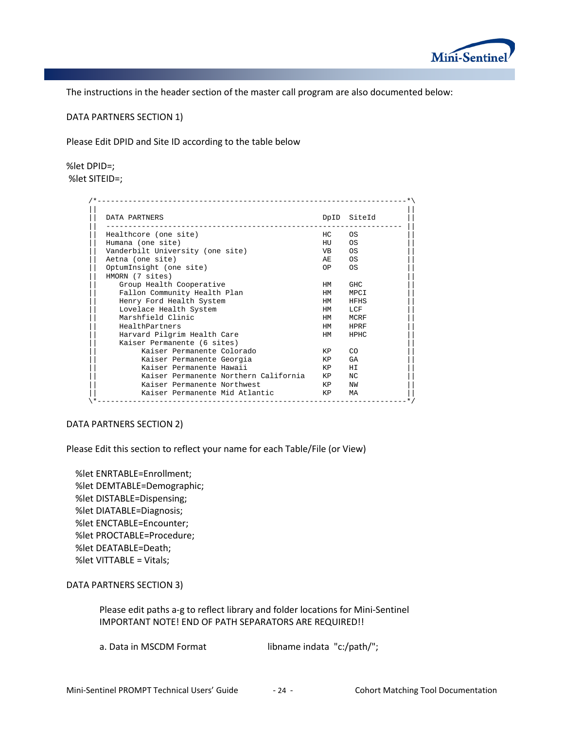The instructions in the header section of the master call program are also documented below:

DATA PARTNERS SECTION 1)

Please Edit DPID and Site ID according to the table below

```
%let DPID=;
%let SITEID=;
```

```
/*--------------------------------------------------------------------*\
||                                                                    ||
||  DATA PARTNERS                                      DpID  SiteId   ||
||  ---------------------------------------------------------------- ||
||  Healthcore (one site)                              HC    OS       ||
||  Humana (one site)                                  HU    OS       ||
||  Vanderbilt University (one site)                   VB    OS       ||
||  Aetna (one site)                                   AE    OS       ||
||  OptumInsight (one site)                            OP    OS       ||
||  HMORN (7 sites)                                                   ||
||     Group Health Cooperative                        HM    GHC      ||
||     Fallon Community Health Plan                    HM    MPCI     ||
||     Henry Ford Health System                        HM    HFHS     ||
||     Lovelace Health System                          HM    LCF      ||
||     Marshfield Clinic                               HM    MCRF     ||
||     HealthPartners                                  HM    HPRF     ||
||     Harvard Pilgrim Health Care                     HM    HPHC     ||
||     Kaiser Permanente (6 sites)                                    ||
||          Kaiser Permanente Colorado                 KP    CO       ||
||          Kaiser Permanente Georgia                  KP    GA       ||
||          Kaiser Permanente Hawaii                   KP    HI       ||
||          Kaiser Permanente Northern California      KP    NC       ||
||          Kaiser Permanente Northwest                KP    NW       ||
||          Kaiser Permanente Mid Atlantic             KP    MA       ||
\*--------------------------------------------------------------------*/
```

DATA PARTNERS SECTION 2)

Please Edit this section to reflect your name for each Table/File (or View)

```
%let ENRTABLE=Enrollment;
%let DEMTABLE=Demographic;
%let DISTABLE=Dispensing;
%let DIATABLE=Diagnosis;
%let ENCTABLE=Encounter;
%let PROCTABLE=Procedure;
%let DEATABLE=Death;
%let VITTABLE = Vitals;
```

DATA PARTNERS SECTION 3)

Please edit paths a-g to reflect library and folder locations for Mini-Sentinel
IMPORTANT NOTE! END OF PATH SEPARATORS ARE REQUIRED!!

a. Data in MSCDM Format          libname indata  "c:/path/";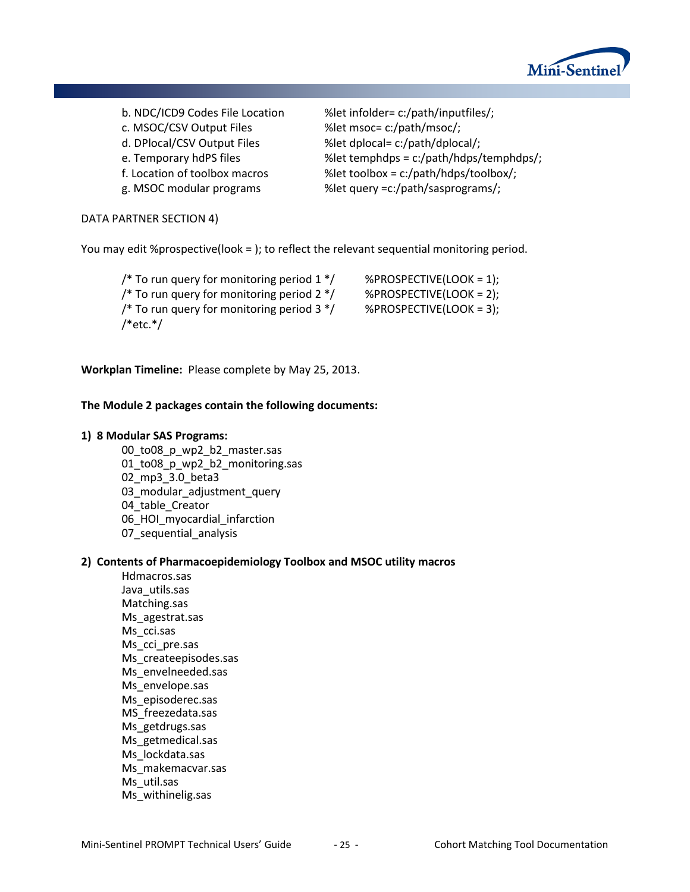b. NDC/ICD9 Codes File Location — %let infolder= c:/path/inputfiles/;
c. MSOC/CSV Output Files — %let msoc= c:/path/msoc/;
d. DPlocal/CSV Output Files — %let dplocal= c:/path/dplocal/;
e. Temporary hdPS files — %let temphdps = c:/path/hdps/temphdps/;
f. Location of toolbox macros — %let toolbox = c:/path/hdps/toolbox/;
g. MSOC modular programs — %let query =c:/path/sasprograms/;

DATA PARTNER SECTION 4)

You may edit %prospective(look = ); to reflect the relevant sequential monitoring period.

```
/* To run query for monitoring period 1 */     %PROSPECTIVE(LOOK = 1);
/* To run query for monitoring period 2 */     %PROSPECTIVE(LOOK = 2);
/* To run query for monitoring period 3 */     %PROSPECTIVE(LOOK = 3);
/*etc.*/
```

**Workplan Timeline:** Please complete by May 25, 2013.

**The Module 2 packages contain the following documents:**

**1) 8 Modular SAS Programs:**

- 00_to08_p_wp2_b2_master.sas
- 01_to08_p_wp2_b2_monitoring.sas
- 02_mp3_3.0_beta3
- 03_modular_adjustment_query
- 04_table_Creator
- 06_HOI_myocardial_infarction
- 07_sequential_analysis

**2) Contents of Pharmacoepidemiology Toolbox and MSOC utility macros**

- Hdmacros.sas
- Java_utils.sas
- Matching.sas
- Ms_agestrat.sas
- Ms_cci.sas
- Ms_cci_pre.sas
- Ms_createepisodes.sas
- Ms_envelneeded.sas
- Ms_envelope.sas
- Ms_episoderec.sas
- MS_freezedata.sas
- Ms_getdrugs.sas
- Ms_getmedical.sas
- Ms_lockdata.sas
- Ms_makemacvar.sas
- Ms_util.sas
- Ms_withinelig.sas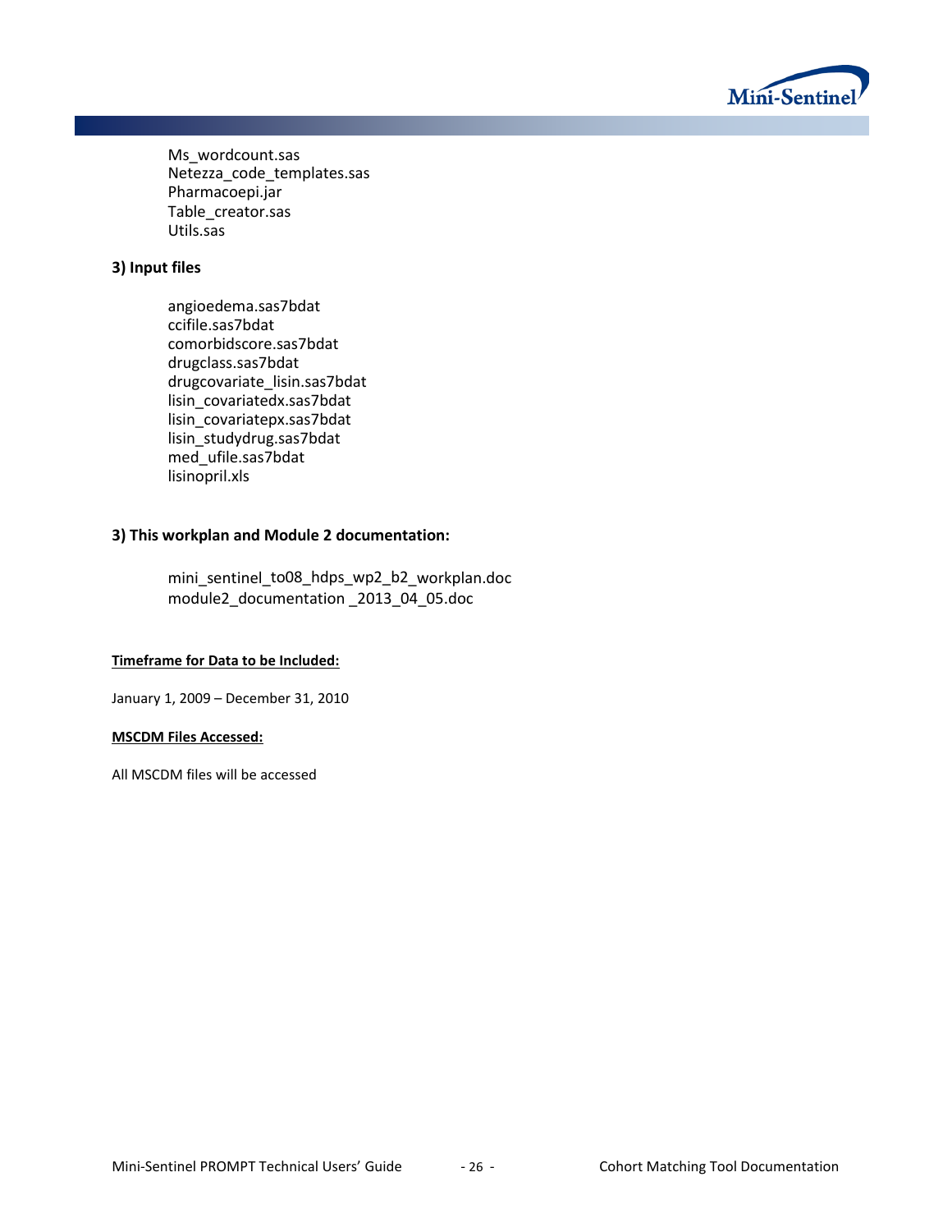Ms_wordcount.sas
Netezza_code_templates.sas
Pharmacoepi.jar
Table_creator.sas
Utils.sas

**3) Input files**

angioedema.sas7bdat
ccifile.sas7bdat
comorbidscore.sas7bdat
drugclass.sas7bdat
drugcovariate_lisin.sas7bdat
lisin_covariatedx.sas7bdat
lisin_covariatepx.sas7bdat
lisin_studydrug.sas7bdat
med_ufile.sas7bdat
lisinopril.xls

**3) This workplan and Module 2 documentation:**

mini_sentinel_to08_hdps_wp2_b2_workplan.doc
module2_documentation _2013_04_05.doc

**Timeframe for Data to be Included:**

January 1, 2009 – December 31, 2010

**MSCDM Files Accessed:**

All MSCDM files will be accessed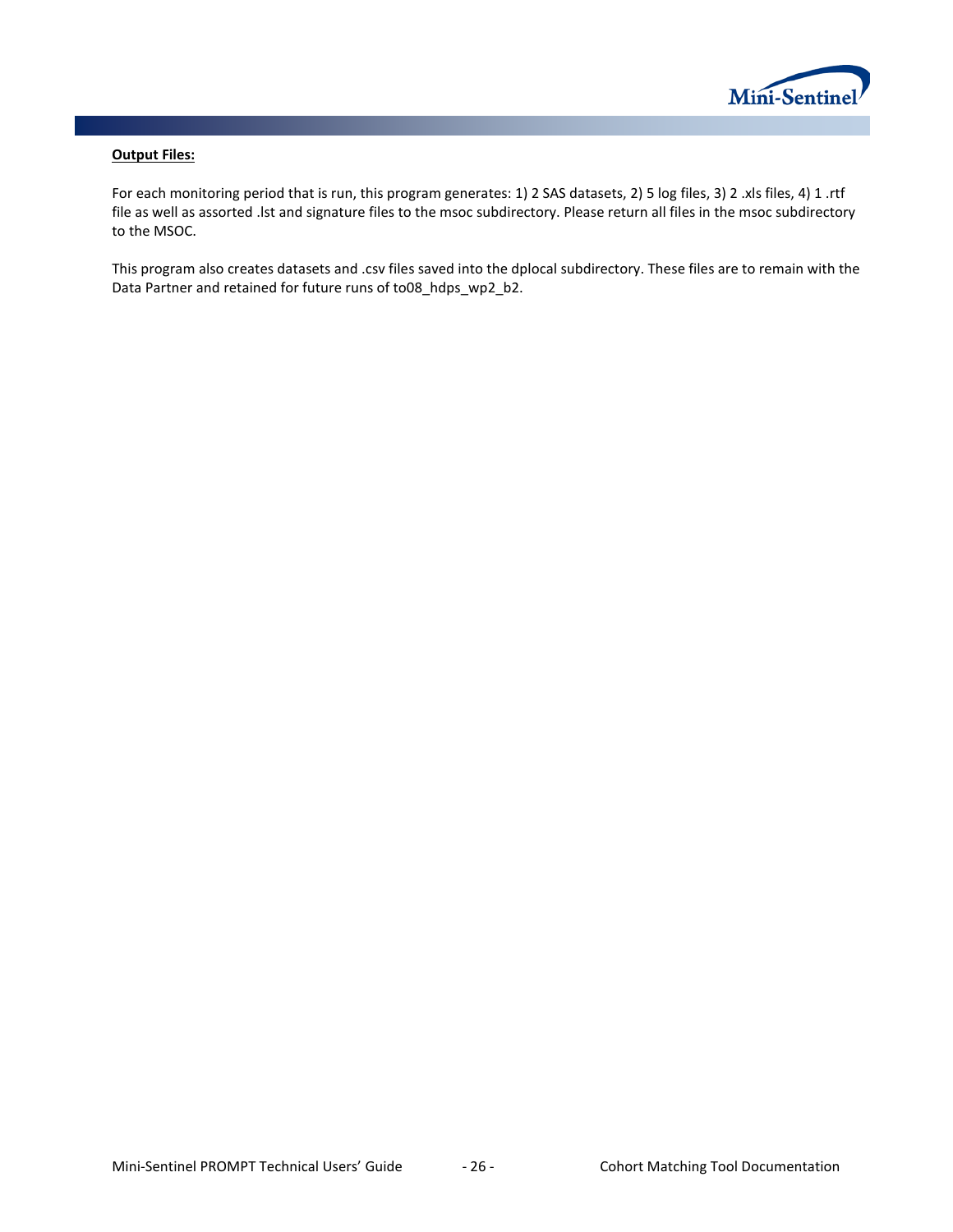**Output Files:**

For each monitoring period that is run, this program generates: 1) 2 SAS datasets, 2) 5 log files, 3) 2 .xls files, 4) 1 .rtf file as well as assorted .lst and signature files to the msoc subdirectory. Please return all files in the msoc subdirectory to the MSOC.

This program also creates datasets and .csv files saved into the dplocal subdirectory. These files are to remain with the Data Partner and retained for future runs of to08_hdps_wp2_b2.